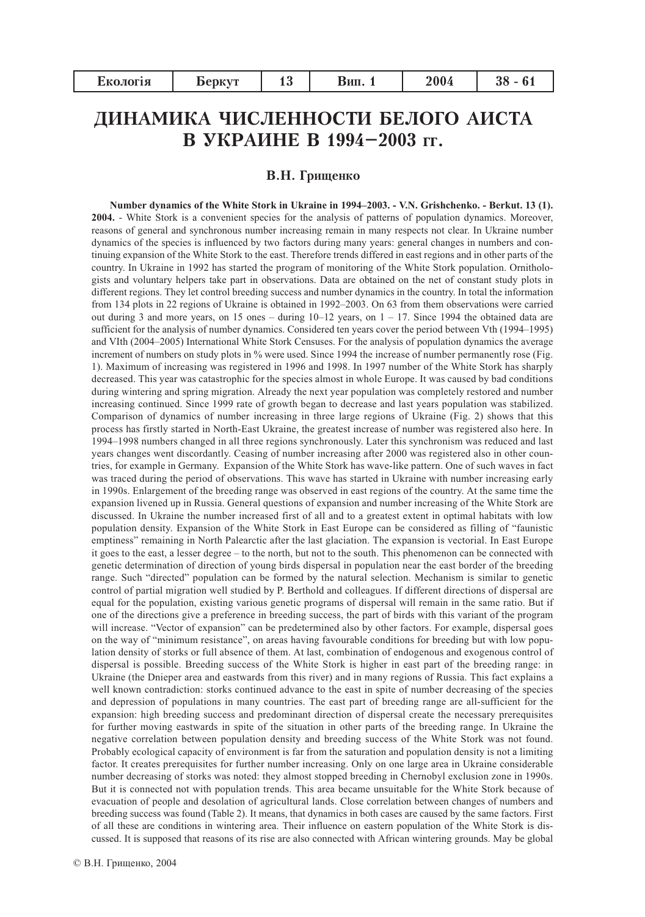# ДИНАМИКА ЧИСЛЕННОСТИ БЕЛОГО АИСТА В УКРАИНЕ В 1994–2003 гг.

### В.Н. Грищенко

**Number dynamics of the White Stork in Ukraine in 1994–2003. - V.N. Grishchenko. - Berkut. 13 (1). 2004.** - White Stork is a convenient species for the analysis of patterns of population dynamics. Moreover, reasons of general and synchronous number increasing remain in many respects not clear. In Ukraine number dynamics of the species is influenced by two factors during many years: general changes in numbers and continuing expansion of the White Stork to the east. Therefore trends differed in east regions and in other parts of the country. In Ukraine in 1992 has started the program of monitoring of the White Stork population. Ornithologists and voluntary helpers take part in observations. Data are obtained on the net of constant study plots in different regions. They let control breeding success and number dynamics in the country. In total the information from 134 plots in 22 regions of Ukraine is obtained in 1992–2003. On 63 from them observations were carried out during 3 and more years, on 15 ones – during 10–12 years, on 1 – 17. Since 1994 the obtained data are sufficient for the analysis of number dynamics. Considered ten years cover the period between Vth (1994–1995) and VIth (2004–2005) International White Stork Censuses. For the analysis of population dynamics the average increment of numbers on study plots in % were used. Since 1994 the increase of number permanently rose (Fig. 1). Maximum of increasing was registered in 1996 and 1998. In 1997 number of the White Stork has sharply decreased. This year was catastrophic for the species almost in whole Europe. It was caused by bad conditions during wintering and spring migration. Already the next year population was completely restored and number increasing continued. Since 1999 rate of growth began to decrease and last years population was stabilized. Comparison of dynamics of number increasing in three large regions of Ukraine (Fig. 2) shows that this process has firstly started in North-East Ukraine, the greatest increase of number was registered also here. In 1994–1998 numbers changed in all three regions synchronously. Later this synchronism was reduced and last years changes went discordantly. Ceasing of number increasing after 2000 was registered also in other countries, for example in Germany. Expansion of the White Stork has wave-like pattern. One of such waves in fact was traced during the period of observations. This wave has started in Ukraine with number increasing early in 1990s. Enlargement of the breeding range was observed in east regions of the country. At the same time the expansion livened up in Russia. General questions of expansion and number increasing of the White Stork are discussed. In Ukraine the number increased first of all and to a greatest extent in optimal habitats with low population density. Expansion of the White Stork in East Europe can be considered as filling of "faunistic emptiness" remaining in North Palearctic after the last glaciation. The expansion is vectorial. In East Europe it goes to the east, a lesser degree – to the north, but not to the south. This phenomenon can be connected with genetic determination of direction of young birds dispersal in population near the east border of the breeding range. Such "directed" population can be formed by the natural selection. Mechanism is similar to genetic control of partial migration well studied by P. Berthold and colleagues. If different directions of dispersal are equal for the population, existing various genetic programs of dispersal will remain in the same ratio. But if one of the directions give a preference in breeding success, the part of birds with this variant of the program will increase. "Vector of expansion" can be predetermined also by other factors. For example, dispersal goes on the way of "minimum resistance", on areas having favourable conditions for breeding but with low population density of storks or full absence of them. At last, combination of endogenous and exogenous control of dispersal is possible. Breeding success of the White Stork is higher in east part of the breeding range: in Ukraine (the Dnieper area and eastwards from this river) and in many regions of Russia. This fact explains a well known contradiction: storks continued advance to the east in spite of number decreasing of the species and depression of populations in many countries. The east part of breeding range are all-sufficient for the expansion: high breeding success and predominant direction of dispersal create the necessary prerequisites for further moving eastwards in spite of the situation in other parts of the breeding range. In Ukraine the negative correlation between population density and breeding success of the White Stork was not found. Probably ecological capacity of environment is far from the saturation and population density is not a limiting factor. It creates prerequisites for further number increasing. Only on one large area in Ukraine considerable number decreasing of storks was noted: they almost stopped breeding in Chernobyl exclusion zone in 1990s. But it is connected not with population trends. This area became unsuitable for the White Stork because of evacuation of people and desolation of agricultural lands. Close correlation between changes of numbers and breeding success was found (Table 2). It means, that dynamics in both cases are caused by the same factors. First of all these are conditions in wintering area. Their influence on eastern population of the White Stork is discussed. It is supposed that reasons of its rise are also connected with African wintering grounds. May be global

© В.Н. Грищенко, 2004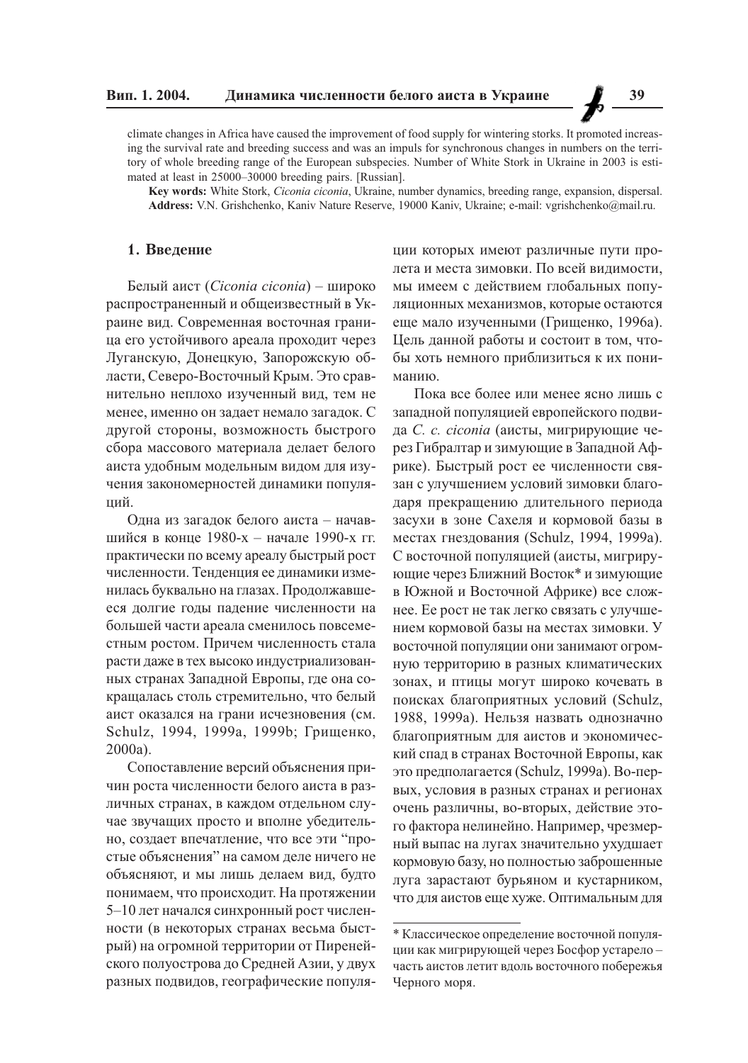climate changes in Africa have caused the improvement of food supply for wintering storks. It promoted increasing the survival rate and breeding success and was an impuls for synchronous changes in numbers on the territory of whole breeding range of the European subspecies. Number of White Stork in Ukraine in 2003 is estimated at least in 25000–30000 breeding pairs. [Russian].

**Key words:** White Stork, *Ciconia ciconia*, Ukraine, number dynamics, breeding range, expansion, dispersal.
**Address:** V.N. Grishchenko, Kaniv Nature Reserve, 19000 Kaniv, Ukraine; e-mail: vgrishchenko@mail.ru.

## 1. Введение

Белый аист (*Ciconia ciconia*) – широко распространенный и общеизвестный в Украине вид. Современная восточная граница его устойчивого ареала проходит через Луганскую, Донецкую, Запорожскую области, Северо-Восточный Крым. Это сравнительно неплохо изученный вид, тем не менее, именно он задает немало загадок. С другой стороны, возможность быстрого сбора массового материала делает белого аиста удобным модельным видом для изучения закономерностей динамики популяций.

Одна из загадок белого аиста – начавшийся в конце 1980-х – начале 1990-х гг. практически по всему ареалу быстрый рост численности. Тенденция ее динамики изменилась буквально на глазах. Продолжавшееся долгие годы падение численности на большей части ареала сменилось повсеместным ростом. Причем численность стала расти даже в тех высоко индустриализованных странах Западной Европы, где она сокращалась столь стремительно, что белый аист оказался на грани исчезновения (см. Schulz, 1994, 1999a, 1999b; Грищенко, 2000а).

Сопоставление версий объяснения причин роста численности белого аиста в различных странах, в каждом отдельном случае звучащих просто и вполне убедительно, создает впечатление, что все эти "простые объяснения" на самом деле ничего не объясняют, и мы лишь делаем вид, будто понимаем, что происходит. На протяжении 5–10 лет начался синхронный рост численности (в некоторых странах весьма быстрый) на огромной территории от Пиренейского полуострова до Средней Азии, у двух разных подвидов, географические популяции которых имеют различные пути пролета и места зимовки. По всей видимости, мы имеем с действием глобальных популяционных механизмов, которые остаются еще мало изученными (Грищенко, 1996а). Цель данной работы и состоит в том, чтобы хоть немного приблизиться к их пониманию.

Пока все более или менее ясно лишь с западной популяцией европейского подвида *C. c. ciconia* (аисты, мигрирующие через Гибралтар и зимующие в Западной Африке). Быстрый рост ее численности связан с улучшением условий зимовки благодаря прекращению длительного периода засухи в зоне Сахеля и кормовой базы в местах гнездования (Schulz, 1994, 1999a). С восточной популяцией (аисты, мигрирующие через Ближний Восток* и зимующие в Южной и Восточной Африке) все сложнее. Ее рост не так легко связать с улучшением кормовой базы на местах зимовки. У восточной популяции они занимают огромную территорию в разных климатических зонах, и птицы могут широко кочевать в поисках благоприятных условий (Schulz, 1988, 1999a). Нельзя назвать однозначно благоприятным для аистов и экономический спад в странах Восточной Европы, как это предполагается (Schulz, 1999a). Во-первых, условия в разных странах и регионах очень различны, во-вторых, действие этого фактора нелинейно. Например, чрезмерный выпас на лугах значительно ухудшает кормовую базу, но полностью заброшенные луга зарастают бурьяном и кустарником, что для аистов еще хуже. Оптимальным для

---

\* Классическое определение восточной популяции как мигрирующей через Босфор устарело – часть аистов летит вдоль восточного побережья Черного моря.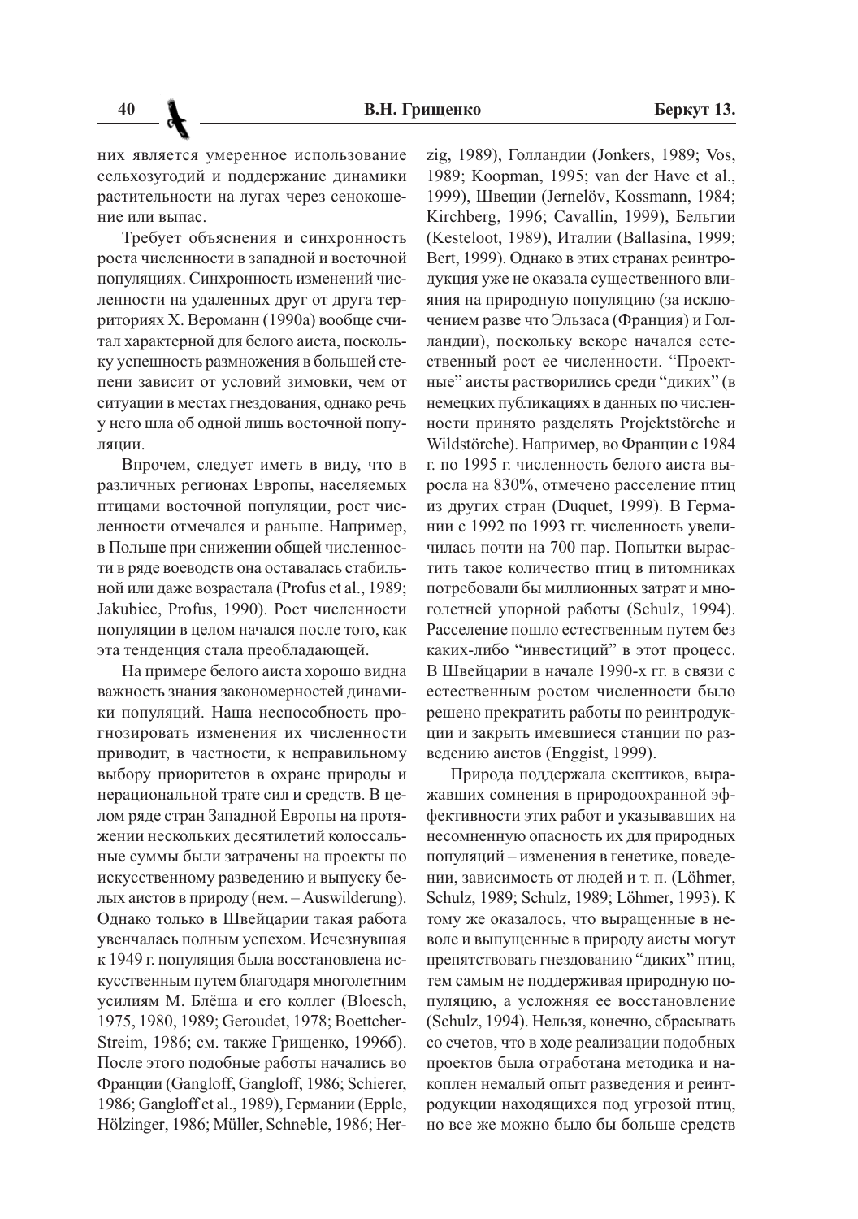них является умеренное использование сельхозугодий и поддержание динамики растительности на лугах через сенокошение или выпас.

Требует объяснения и синхронность роста численности в западной и восточной популяциях. Синхронность изменений численности на удаленных друг от друга территориях Х. Веромани (1990а) вообще считал характерной для белого аиста, поскольку успешность размножения в большей степени зависит от условий зимовки, чем от ситуации в местах гнездования, однако речь у него шла об одной лишь восточной популяции.

Впрочем, следует иметь в виду, что в различных регионах Европы, населяемых птицами восточной популяции, рост численности отмечался и раньше. Например, в Польше при снижении общей численности в ряде воеводств она оставалась стабильной или даже возрастала (Profus et al., 1989; Jakubiec, Profus, 1990). Рост численности популяции в целом начался после того, как эта тенденция стала преобладающей.

На примере белого аиста хорошо видна важность знания закономерностей динамики популяций. Наша неспособность прогнозировать изменения их численности приводит, в частности, к неправильному выбору приоритетов в охране природы и нерациональной трате сил и средств. В целом ряде стран Западной Европы на протяжении нескольких десятилетий колоссальные суммы были затрачены на проекты по искусственному разведению и выпуску белых аистов в природу (нем. – Auswilderung). Однако только в Швейцарии такая работа увенчалась полным успехом. Исчезнувшая к 1949 г. популяция была восстановлена искусственным путем благодаря многолетним усилиям М. Блёша и его коллег (Bloesch, 1975, 1980, 1989; Geroudet, 1978; Boettcher-Streim, 1986; см. также Грищенко, 1996б). После этого подобные работы начались во Франции (Gangloff, Gangloff, 1986; Schierer, 1986; Gangloff et al., 1989), Германии (Epple, Hölzinger, 1986; Müller, Schneble, 1986; Herzig, 1989), Голландии (Jonkers, 1989; Vos, 1989; Koopman, 1995; van der Have et al., 1999), Швеции (Jernelöv, Kossmann, 1984; Kirchberg, 1996; Cavallin, 1999), Бельгии (Kesteloot, 1989), Италии (Ballasina, 1999; Bert, 1999). Однако в этих странах реинтродукция уже не оказала существенного влияния на природную популяцию (за исключением разве что Эльзаса (Франция) и Голландии), поскольку вскоре начался естественный рост ее численности. "Проектные" аисты растворились среди "диких" (в немецких публикациях в данных по численности принято разделять Projektstörche и Wildstörche). Например, во Франции с 1984 г. по 1995 г. численность белого аиста выросла на 830%, отмечено расселение птиц из других стран (Duquet, 1999). В Германии с 1992 по 1993 гг. численность увеличилась почти на 700 пар. Попытки вырастить такое количество птиц в питомниках потребовали бы миллионных затрат и многолетней упорной работы (Schulz, 1994). Расселение пошло естественным путем без каких-либо "инвестиций" в этот процесс. В Швейцарии в начале 1990-х гг. в связи с естественным ростом численности было решено прекратить работы по реинтродукции и закрыть имевшиеся станции по разведению аистов (Enggist, 1999).

Природа поддержала скептиков, выражавших сомнения в природоохранной эффективности этих работ и указывавших на несомненную опасность их для природных популяций – изменения в генетике, поведении, зависимость от людей и т. п. (Löhmer, Schulz, 1989; Schulz, 1989; Löhmer, 1993). К тому же оказалось, что выращенные в неволе и выпущенные в природу аисты могут препятствовать гнездованию "диких" птиц, тем самым не поддерживая природную популяцию, а усложняя ее восстановление (Schulz, 1994). Нельзя, конечно, сбрасывать со счетов, что в ходе реализации подобных проектов была отработана методика и накоплен немалый опыт разведения и реинтродукции находящихся под угрозой птиц, но все же можно было бы больше средств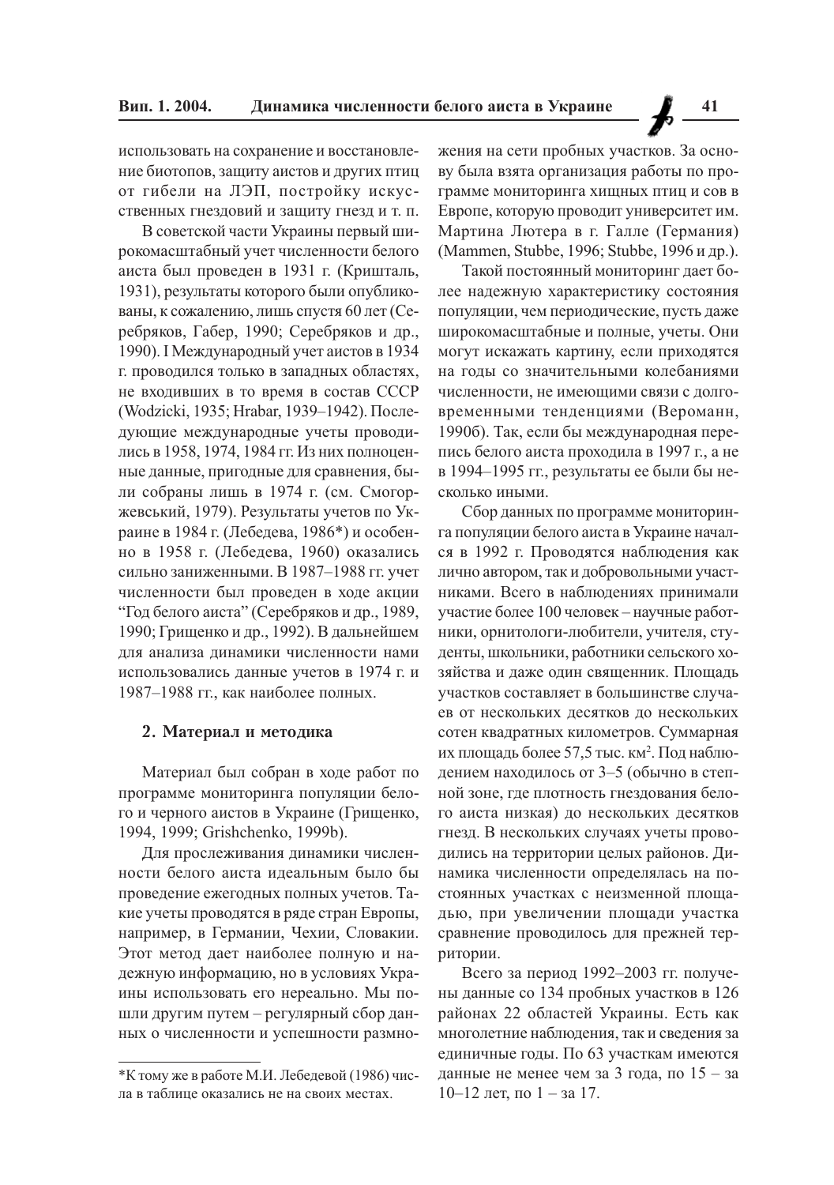использовать на сохранение и восстановление биотопов, защиту аистов и других птиц от гибели на ЛЭП, постройку искусственных гнездовий и защиту гнезд и т. п.

В советской части Украины первый широкомасштабный учет численности белого аиста был проведен в 1931 г. (Кришталь, 1931), результаты которого были опубликованы, к сожалению, лишь спустя 60 лет (Серебряков, Габер, 1990; Серебряков и др., 1990). I Международный учет аистов в 1934 г. проводился только в западных областях, не входивших в то время в состав СССР (Wodzicki, 1935; Hrabar, 1939–1942). Последующие международные учеты проводились в 1958, 1974, 1984 гг. Из них полноценные данные, пригодные для сравнения, были собраны лишь в 1974 г. (см. Смогоржевськиий, 1979). Результаты учетов по Украине в 1984 г. (Лебедева, 1986*) и особенно в 1958 г. (Лебедева, 1960) оказались сильно заниженными. В 1987–1988 гг. учет численности был проведен в ходе акции "Год белого аиста" (Серебряков и др., 1989, 1990; Грищенко и др., 1992). В дальнейшем для анализа динамики численности нами использовались данные учетов в 1974 г. и 1987–1988 гг., как наиболее полных.

## 2. Материал и методика

Материал был собран в ходе работ по программе мониторинга популяции белого и черного аистов в Украине (Грищенко, 1994, 1999; Grishchenko, 1999b).

Для прослеживания динамики численности белого аиста идеальным было бы проведение ежегодных полных учетов. Такие учеты проводятся в ряде стран Европы, например, в Германии, Чехии, Словакии. Этот метод дает наиболее полную и надежную информацию, но в условиях Украины использовать его нереально. Мы пошли другим путем – регулярный сбор данных о численности и успешности размножения на сети пробных участков. За основу была взята организация работы по программе мониторинга хищных птиц и сов в Европе, которую проводит университет им. Мартина Лютера в г. Галле (Германия) (Mammen, Stubbe, 1996; Stubbe, 1996 и др.).

Такой постоянный мониторинг дает более надежную характеристику состояния популяции, чем периодические, пусть даже широкомасштабные и полные, учеты. Они могут искажать картину, если приходятся на годы со значительными колебаниями численности, не имеющими связи с долговременными тенденциями (Вероманн, 1990б). Так, если бы международная перепись белого аиста проходила в 1997 г., а не в 1994–1995 гг., результаты ее были бы несколько иными.

Сбор данных по программе мониторинга популяции белого аиста в Украине начался в 1992 г. Проводятся наблюдения как лично автором, так и добровольными участниками. Всего в наблюдениях принимали участие более 100 человек – научные работники, орнитологи-любители, учителя, студенты, школьники, работники сельского хозяйства и даже один священник. Площадь участков составляет в большинстве случаев от нескольких десятков до нескольких сотен квадратных километров. Суммарная их площадь более 57,5 тыс. км$^2$. Под наблюдением находилось от 3–5 (обычно в степной зоне, где плотность гнездования белого аиста низкая) до нескольких десятков гнезд. В нескольких случаях учеты проводились на территории целых районов. Динамика численности определялась на постоянных участках с неизменной площадью, при увеличении площади участка сравнение проводилось для прежней территории.

Всего за период 1992–2003 гг. получены данные со 134 пробных участков в 126 районах 22 областей Украины. Есть как многолетние наблюдения, так и сведения за единичные годы. По 63 участкам имеются данные не менее чем за 3 года, по 15 – за 10–12 лет, по 1 – за 17.

---

*К тому же в работе М.И. Лебедевой (1986) числа в таблице оказались не на своих местах.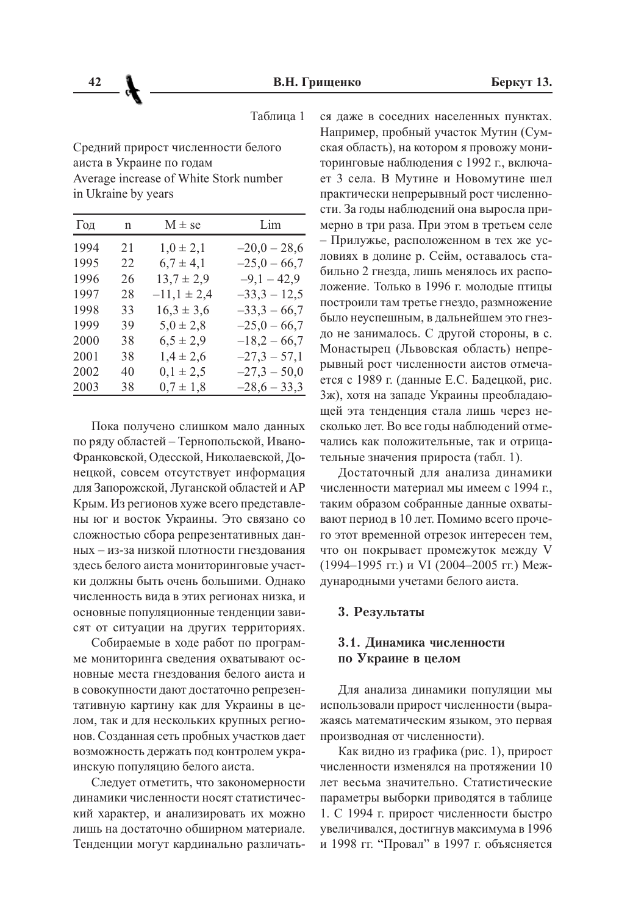Таблица 1

Средний прирост численности белого аиста в Украине по годам
Average increase of White Stork number in Ukraine by years

| Год | n | M ± se | Lim |
|---|---|---|---|
| 1994 | 21 | 1,0 ± 2,1 | –20,0 – 28,6 |
| 1995 | 22 | 6,7 ± 4,1 | –25,0 – 66,7 |
| 1996 | 26 | 13,7 ± 2,9 | –9,1 – 42,9 |
| 1997 | 28 | –11,1 ± 2,4 | –33,3 – 12,5 |
| 1998 | 33 | 16,3 ± 3,6 | –33,3 – 66,7 |
| 1999 | 39 | 5,0 ± 2,8 | –25,0 – 66,7 |
| 2000 | 38 | 6,5 ± 2,9 | –18,2 – 66,7 |
| 2001 | 38 | 1,4 ± 2,6 | –27,3 – 57,1 |
| 2002 | 40 | 0,1 ± 2,5 | –27,3 – 50,0 |
| 2003 | 38 | 0,7 ± 1,8 | –28,6 – 33,3 |

Пока получено слишком мало данных по ряду областей – Тернопольской, Ивано-Франковской, Одесской, Николаевской, Донецкой, совсем отсутствует информация для Запорожской, Луганской областей и АР Крым. Из регионов хуже всего представлены юг и восток Украины. Это связано со сложностью сбора репрезентативных данных – из-за низкой плотности гнездования здесь белого аиста мониторинговые участки должны быть очень большими. Однако численность вида в этих регионах низка, и основные популяционные тенденции зависят от ситуации на других территориях.

Собираемые в ходе работ по программе мониторинга сведения охватывают основные места гнездования белого аиста и в совокупности дают достаточно репрезентативную картину как для Украины в целом, так и для нескольких крупных регионов. Созданная сеть пробных участков дает возможность держать под контролем украинскую популяцию белого аиста.

Следует отметить, что закономерности динамики численности носят статистический характер, и анализировать их можно лишь на достаточно обширном материале. Тенденции могут кардинально различаться даже в соседних населенных пунктах. Например, пробный участок Мутин (Сумская область), на котором я провожу мониторинговые наблюдения с 1992 г., включает 3 села. В Мутине и Новомутине шел практически непрерывный рост численности. За годы наблюдений она выросла примерно в три раза. При этом в третьем селе – Прилужье, расположенном в тех же условиях в долине р. Сейм, оставалось стабильно 2 гнезда, лишь менялось их расположение. Только в 1996 г. молодые птицы построили там третье гнездо, размножение было неуспешным, в дальнейшем это гнездо не занималось. С другой стороны, в с. Монастырец (Львовская область) непрерывный рост численности аистов отмечается с 1989 г. (данные Е.С. Бадецкой, рис. 3ж), хотя на западе Украины преобладающей эта тенденция стала лишь через несколько лет. Во все годы наблюдений отмечались как положительные, так и отрицательные значения прироста (табл. 1).

Достаточный для анализа динамики численности материал мы имеем с 1994 г., таким образом собранные данные охватывают период в 10 лет. Помимо всего прочего этот временной отрезок интересен тем, что он покрывает промежуток между V (1994–1995 гг.) и VI (2004–2005 гг.) Международными учетами белого аиста.

## 3. Результаты

### 3.1. Динамика численности по Украине в целом

Для анализа динамики популяции мы использовали прирост численности (выражаясь математическим языком, это первая производная от численности).

Как видно из графика (рис. 1), прирост численности изменялся на протяжении 10 лет весьма значительно. Статистические параметры выборки приводятся в таблице 1. С 1994 г. прирост численности быстро увеличивался, достигнув максимума в 1996 и 1998 гг. "Провал" в 1997 г. объясняется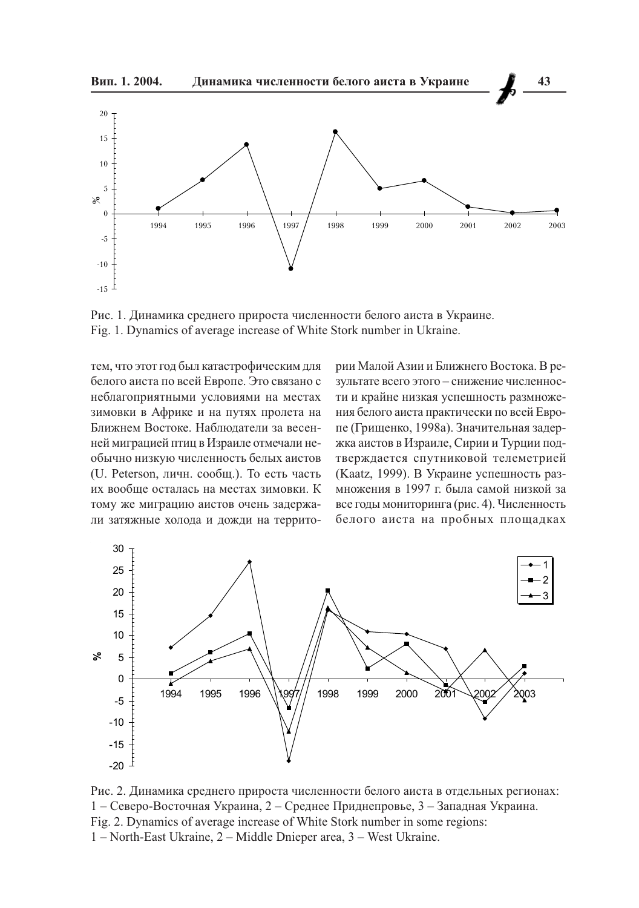Рис. 1. Динамика среднего прироста численности белого аиста в Украине.
Fig. 1. Dynamics of average increase of White Stork number in Ukraine.

тем, что этот год был катастрофическим для белого аиста по всей Европе. Это связано с неблагоприятными условиями на местах зимовки в Африке и на путях пролета на Ближнем Востоке. Наблюдатели за весенней миграцией птиц в Израиле отмечали необычно низкую численность белых аистов (U. Peterson, личн. сообщ.). То есть часть их вообще осталась на местах зимовки. К тому же миграцию аистов очень задержали затяжные холода и дожди на территории Малой Азии и Ближнего Востока. В результате всего этого – снижение численности и крайне низкая успешность размножения белого аиста практически по всей Европе (Грищенко, 1998а). Значительная задержка аистов в Израиле, Сирии и Турции подтверждается спутниковой телеметрией (Kaatz, 1999). В Украине успешность размножения в 1997 г. была самой низкой за все годы мониторинга (рис. 4). Численность белого аиста на пробных площадках

Рис. 2. Динамика среднего прироста численности белого аиста в отдельных регионах:
1 – Северо-Восточная Украина, 2 – Среднее Приднепровье, 3 – Западная Украина.
Fig. 2. Dynamics of average increase of White Stork number in some regions:
1 – North-East Ukraine, 2 – Middle Dnieper area, 3 – West Ukraine.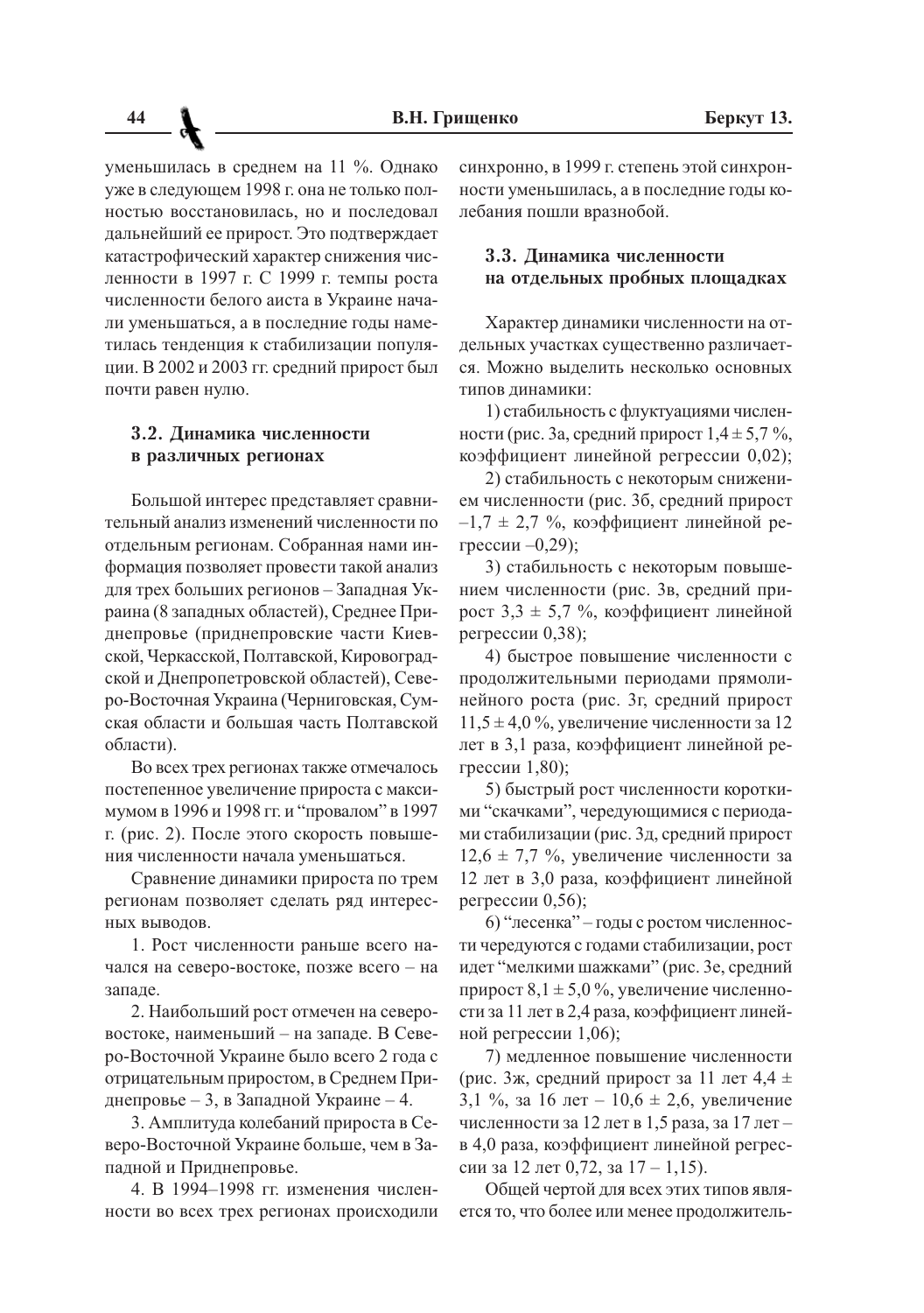уменьшилась в среднем на 11 %. Однако уже в следующем 1998 г. она не только полностью восстановилась, но и последовал дальнейший ее прирост. Это подтверждает катастрофический характер снижения численности в 1997 г. С 1999 г. темпы роста численности белого аиста в Украине начали уменьшаться, а в последние годы наметилась тенденция к стабилизации популяции. В 2002 и 2003 гг. средний прирост был почти равен нулю.

### 3.2. Динамика численности в различных регионах

Большой интерес представляет сравнительный анализ изменений численности по отдельным регионам. Собранная нами информация позволяет провести такой анализ для трех больших регионов – Западная Украина (8 западных областей), Среднее Приднепровье (приднепровские части Киевской, Черкасской, Полтавской, Кировоградской и Днепропетровской областей), Северо-Восточная Украина (Черниговская, Сумская области и большая часть Полтавской области).

Во всех трех регионах также отмечалось постепенное увеличение прироста с максимумом в 1996 и 1998 гг. и "провалом" в 1997 г. (рис. 2). После этого скорость повышения численности начала уменьшаться.

Сравнение динамики прироста по трем регионам позволяет сделать ряд интересных выводов.

1. Рост численности раньше всего начался на северо-востоке, позже всего – на западе.

2. Наибольший рост отмечен на северовостоке, наименьший – на западе. В Северо-Восточной Украине было всего 2 года с отрицательным приростом, в Среднем Приднепровье – 3, в Западной Украине – 4.

3. Амплитуда колебаний прироста в Северо-Восточной Украине больше, чем в Западной и Приднепровье.

4. В 1994–1998 гг. изменения численности во всех трех регионах происходили синхронно, в 1999 г. степень этой синхронности уменьшилась, а в последние годы колебания пошли вразнобой.

### 3.3. Динамика численности на отдельных пробных площадках

Характер динамики численности на отдельных участках существенно различается. Можно выделить несколько основных типов динамики:

1) стабильность с флуктуациями численности (рис. 3а, средний прирост 1,4 ± 5,7 %, коэффициент линейной регрессии 0,02);

2) стабильность с некоторым снижением численности (рис. 3б, средний прирост –1,7 ± 2,7 %, коэффициент линейной регрессии –0,29);

3) стабильность с некоторым повышением численности (рис. 3в, средний прирост 3,3 ± 5,7 %, коэффициент линейной регрессии 0,38);

4) быстрое повышение численности с продолжительными периодами прямолинейного роста (рис. 3г, средний прирост 11,5 ± 4,0 %, увеличение численности за 12 лет в 3,1 раза, коэффициент линейной регрессии 1,80);

5) быстрый рост численности короткими "скачками", чередующимися с периодами стабилизации (рис. 3д, средний прирост 12,6 ± 7,7 %, увеличение численности за 12 лет в 3,0 раза, коэффициент линейной регрессии 0,56);

6) "лесенка" – годы с ростом численности чередуются с годами стабилизации, рост идет "мелкими шажками" (рис. 3е, средний прирост 8,1 ± 5,0 %, увеличение численности за 11 лет в 2,4 раза, коэффициент линейной регрессии 1,06);

7) медленное повышение численности (рис. 3ж, средний прирост за 11 лет 4,4 ± 3,1 %, за 16 лет – 10,6 ± 2,6, увеличение численности за 12 лет в 1,5 раза, за 17 лет – в 4,0 раза, коэффициент линейной регрессии за 12 лет 0,72, за 17 – 1,15).

Общей чертой для всех этих типов является то, что более или менее продолжитель-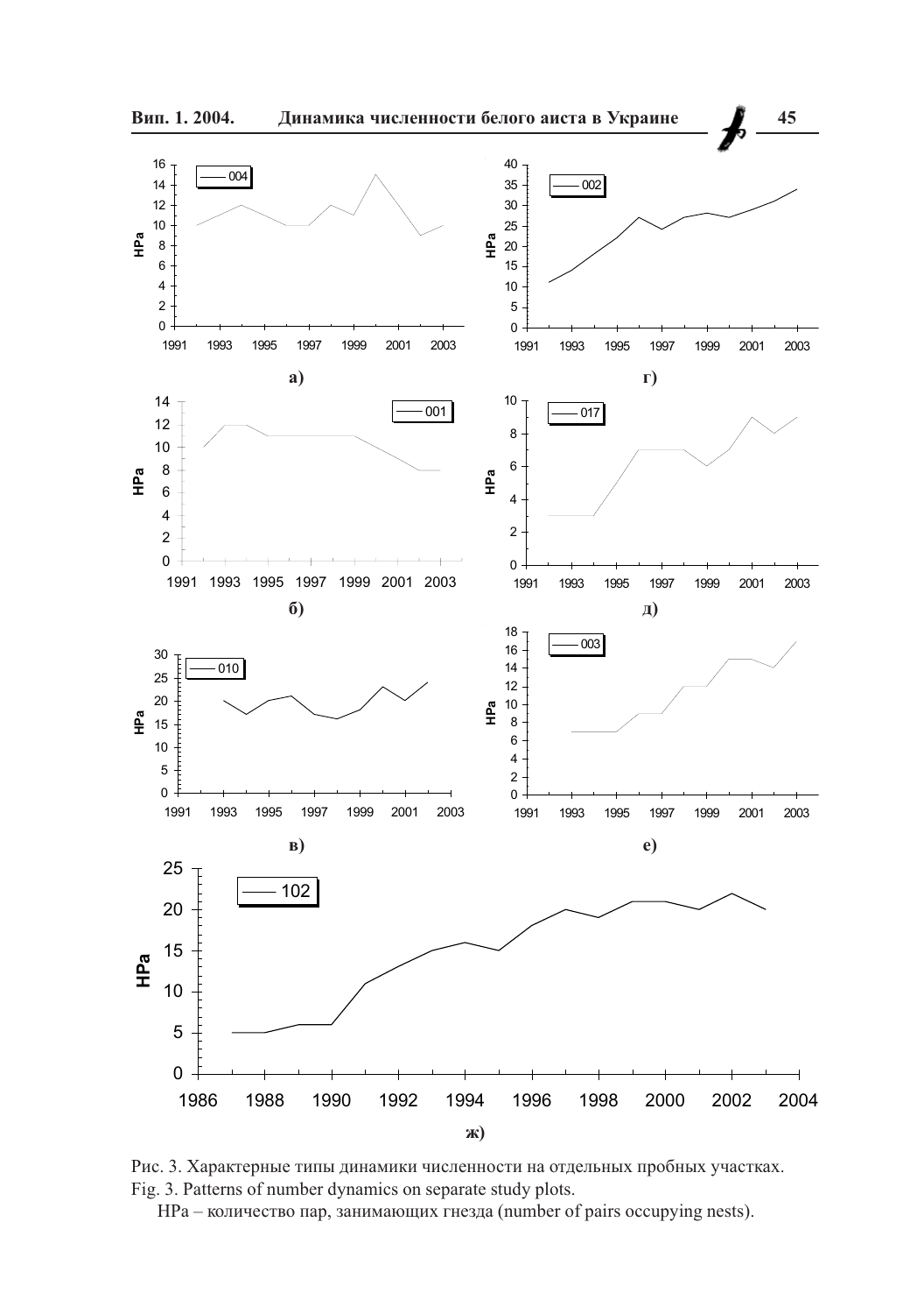Рис. 3. Характерные типы динамики численности на отдельных пробных участках.
Fig. 3. Patterns of number dynamics on separate study plots.

HPa – количество пар, занимающих гнезда (number of pairs occupying nests).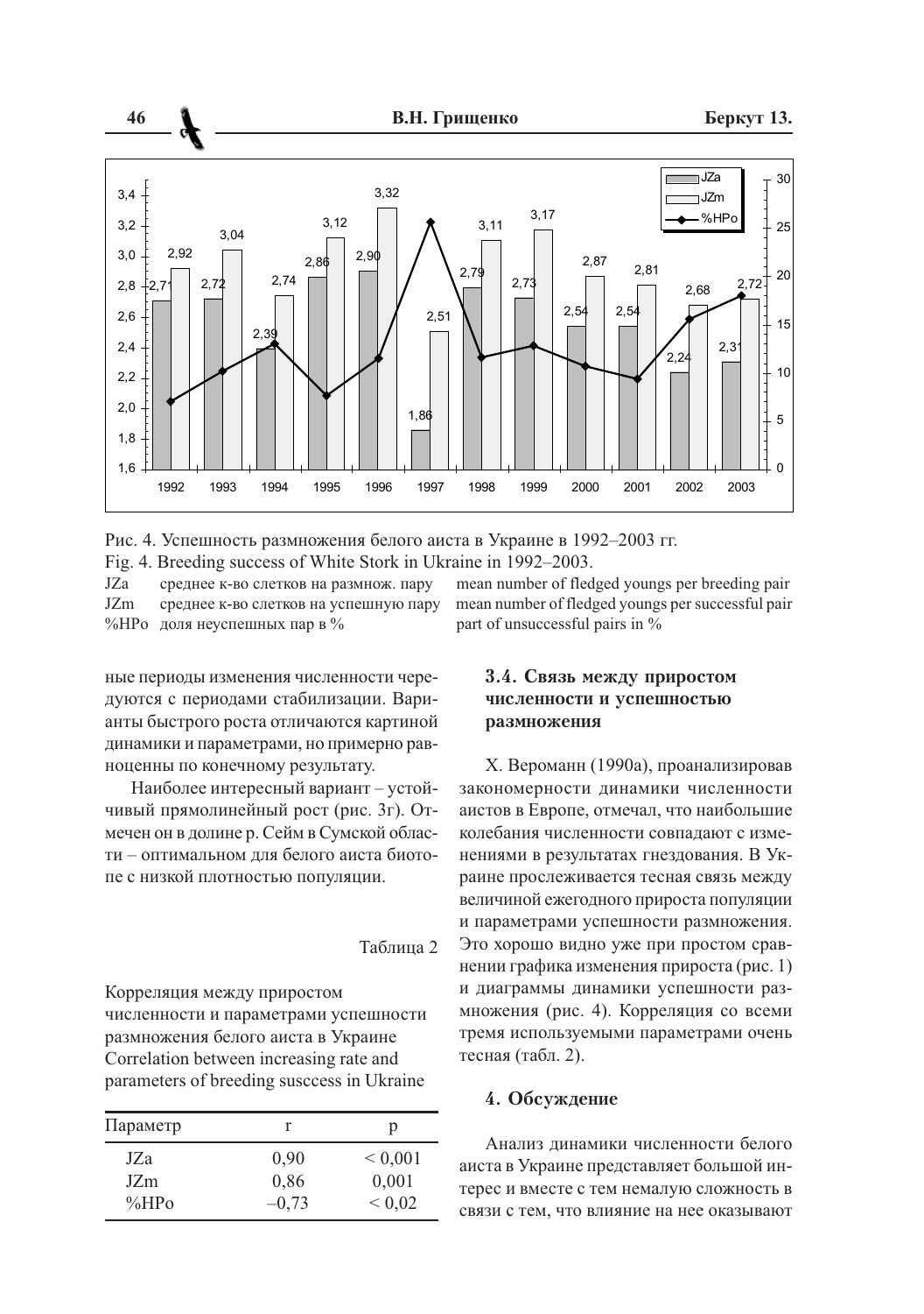Рис. 4. Успешность размножения белого аиста в Украине в 1992–2003 гг.
Fig. 4. Breeding success of White Stork in Ukraine in 1992–2003.

JZa среднее к-во слетков на размнож. пару — mean number of fledged youngs per breeding pair
JZm среднее к-во слетков на успешную пару — mean number of fledged youngs per successful pair
%HPo доля неуспешных пар в % — part of unsuccessful pairs in %

ные периоды изменения численности чередуются с периодами стабилизации. Варианты быстрого роста отличаются картиной динамики и параметрами, но примерно равноценны по конечному результату.

Наиболее интересный вариант – устойчивый прямолинейный рост (рис. 3г). Отмечен он в долине р. Сейм в Сумской области – оптимальном для белого аиста биотопе с низкой плотностью популяции.

Таблица 2

Корреляция между приростом численности и параметрами успешности размножения белого аиста в Украине
Correlation between increasing rate and parameters of breeding susccess in Ukraine

| Параметр | r | p |
|---|---|---|
| JZa | 0,90 | < 0,001 |
| JZm | 0,86 | 0,001 |
| %HPo | –0,73 | < 0,02 |

### 3.4. Связь между приростом численности и успешностью размножения

Х. Вероманн (1990а), проанализировав закономерности динамики численности аистов в Европе, отмечал, что наибольшие колебания численности совпадают с изменениями в результатах гнездования. В Украине прослеживается тесная связь между величиной ежегодного прироста популяции и параметрами успешности размножения. Это хорошо видно уже при простом сравнении графика изменения прироста (рис. 1) и диаграммы динамики успешности размножения (рис. 4). Корреляция со всеми тремя используемыми параметрами очень тесная (табл. 2).

## 4. Обсуждение

Анализ динамики численности белого аиста в Украине представляет большой интерес и вместе с тем немалую сложность в связи с тем, что влияние на нее оказывают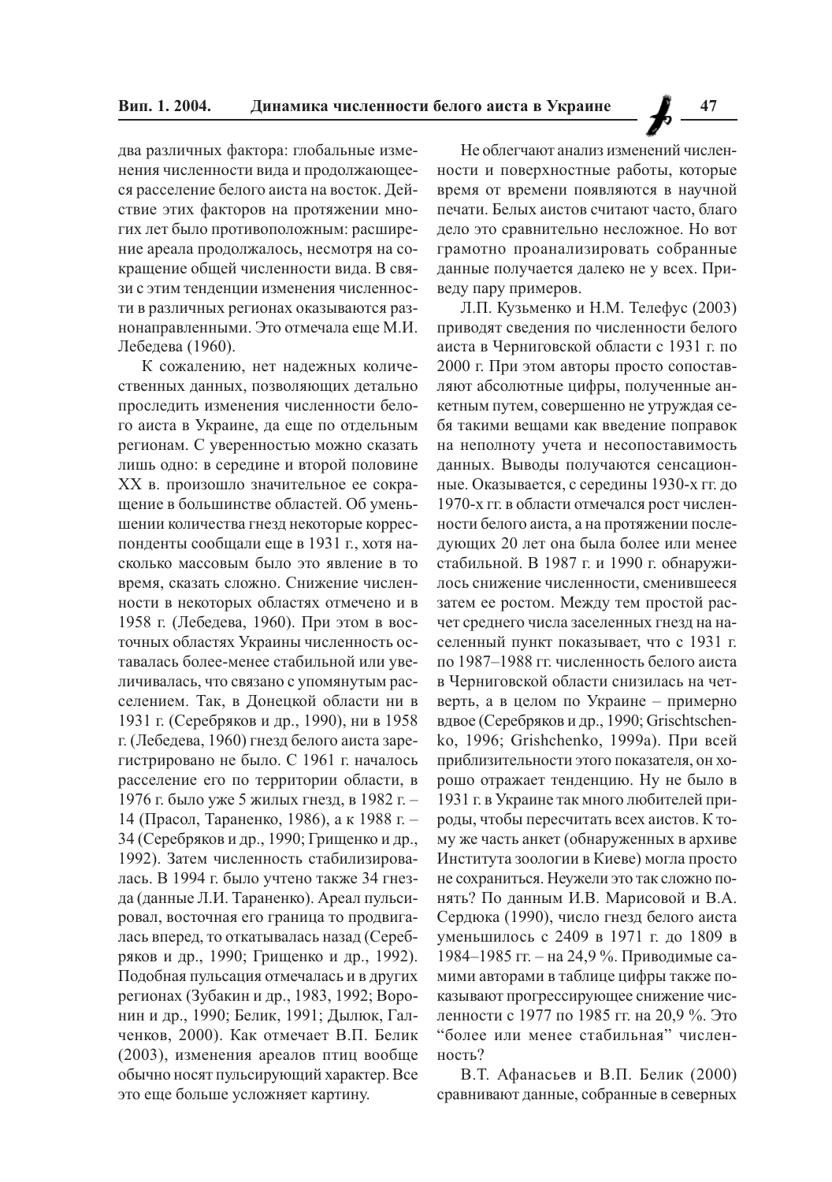два различных фактора: глобальные изменения численности вида и продолжающееся расселение белого аиста на восток. Действие этих факторов на протяжении многих лет было противоположным: расширение ареала продолжалось, несмотря на сокращение общей численности вида. В связи с этим тенденции изменения численности в различных регионах оказываются разнонаправленными. Это отмечала еще М.И. Лебедева (1960).

К сожалению, нет надежных количественных данных, позволяющих детально проследить изменения численности белого аиста в Украине, да еще по отдельным регионам. С уверенностью можно сказать лишь одно: в середине и второй половине XX в. произошло значительное ее сокращение в большинстве областей. Об уменьшении количества гнезд некоторые корреспонденты сообщали еще в 1931 г., хотя насколько массовым было это явление в то время, сказать сложно. Снижение численности в некоторых областях отмечено и в 1958 г. (Лебедева, 1960). При этом в восточных областях Украины численность оставалась более-менее стабильной или увеличивалась, что связано с упомянутым расселением. Так, в Донецкой области ни в 1931 г. (Серебряков и др., 1990), ни в 1958 г. (Лебедева, 1960) гнезд белого аиста зарегистрировано не было. С 1961 г. началось расселение его по территории области, в 1976 г. было уже 5 жилых гнезд, в 1982 г. – 14 (Прасол, Тараненко, 1986), а к 1988 г. – 34 (Серебряков и др., 1990; Грищенко и др., 1992). Затем численность стабилизировалась. В 1994 г. было учтено также 34 гнезда (данные Л.И. Тараненко). Ареал пульсировал, восточная его граница то продвигалась вперед, то откатывалась назад (Серебряков и др., 1990; Грищенко и др., 1992). Подобная пульсация отмечалась и в других регионах (Зубакин и др., 1983, 1992; Воронин и др., 1990; Белик, 1991; Дылюк, Галченков, 2000). Как отмечает В.П. Белик (2003), изменения ареалов птиц вообще обычно носят пульсирующий характер. Все это еще больше усложняет картину.

Не облегчают анализ изменений численности и поверхностные работы, которые время от времени появляются в научной печати. Белых аистов считают часто, благо дело это сравнительно несложное. Но вот грамотно проанализировать собранные данные получается далеко не у всех. Приведу пару примеров.

Л.П. Кузьменко и Н.М. Телефус (2003) приводят сведения по численности белого аиста в Черниговской области с 1931 г. по 2000 г. При этом авторы просто сопоставляют абсолютные цифры, полученные анкетным путем, совершенно не утруждая себя такими вещами как введение поправок на неполноту учета и несопоставимость данных. Выводы получаются сенсационные. Оказывается, с середины 1930-х гг. до 1970-х гг. в области отмечался рост численности белого аиста, а на протяжении последующих 20 лет она была более или менее стабильной. В 1987 г. и 1990 г. обнаружилось снижение численности, сменившееся затем ее ростом. Между тем простой расчет среднего числа заселенных гнезд на населенный пункт показывает, что с 1931 г. по 1987–1988 гг. численность белого аиста в Черниговской области снизилась на четверть, а в целом по Украине – примерно вдвое (Серебряков и др., 1990; Grischtschenko, 1996; Grishchenko, 1999a). При всей приблизительности этого показателя, он хорошо отражает тенденцию. Ну не было в 1931 г. в Украине так много любителей природы, чтобы пересчитать всех аистов. К тому же часть анкет (обнаруженных в архиве Института зоологии в Киеве) могла просто не сохраниться. Неужели это так сложно понять? По данным И.В. Марисовой и В.А. Сердюка (1990), число гнезд белого аиста уменьшилось с 2409 в 1971 г. до 1809 в 1984–1985 гг. – на 24,9 %. Приводимые самими авторами в таблице цифры также показывают прогрессирующее снижение численности с 1977 по 1985 гг. на 20,9 %. Это "более или менее стабильная" численность?

В.Т. Афанасьев и В.П. Белик (2000) сравнивают данные, собранные в северных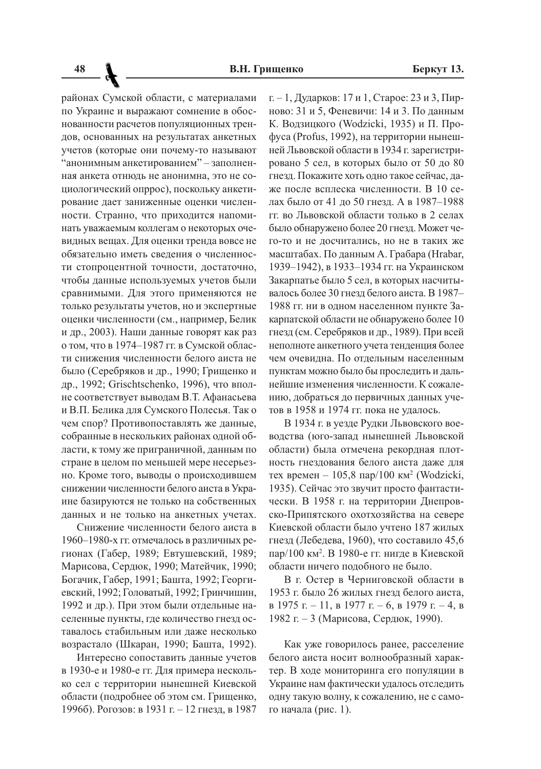районах Сумской области, с материалами по Украине и выражают сомнение в обоснованности расчетов популяционных трендов, основанных на результатах анкетных учетов (которые они почему-то называют "анонимным анкетированием" – заполненная анкета отнюдь не анонимна, это не социологический опррос), поскольку анкетирование дает заниженные оценки численности. Странно, что приходится напоминать уважаемым коллегам о некоторых очевидных вещах. Для оценки тренда вовсе не обязательно иметь сведения о численности стопроцентной точности, достаточно, чтобы данные используемых учетов были сравнимыми. Для этого применяются не только результаты учетов, но и экспертные оценки численности (см., например, Белик и др., 2003). Наши данные говорят как раз о том, что в 1974–1987 гг. в Сумской области снижения численности белого аиста не было (Серебряков и др., 1990; Грищенко и др., 1992; Grischtschenko, 1996), что вполне соответствует выводам В.Т. Афанасьева и В.П. Белика для Сумского Полесья. Так о чем спор? Противопоставлять же данные, собранные в нескольких районах одной области, к тому же приграничной, данным по стране в целом по меньшей мере несерьезно. Кроме того, выводы о происходившем снижении численности белого аиста в Украине базируются не только на собственных данных и не только на анкетных учетах.

Снижение численности белого аиста в 1960–1980-х гг. отмечалось в различных регионах (Габер, 1989; Евтушевский, 1989; Марисова, Сердюк, 1990; Матейчик, 1990; Богачик, Габер, 1991; Башта, 1992; Георгиевский, 1992; Головатый, 1992; Гринчишин, 1992 и др.). При этом были отдельные населенные пункты, где количество гнезд оставалось стабильным или даже несколько возрастало (Шкаран, 1990; Башта, 1992).

Интересно сопоставить данные учетов в 1930-е и 1980-е гг. Для примера несколько сел с территории нынешней Киевской области (подробнее об этом см. Грищенко, 1996б). Рогозов: в 1931 г. – 12 гнезд, в 1987 г. – 1, Дударков: 17 и 1, Старое: 23 и 3, Пирново: 31 и 5, Феневичи: 14 и 3. По данным К. Водзицкого (Wodzicki, 1935) и П. Профуса (Profus, 1992), на территории нынешней Львовской области в 1934 г. зарегистрировано 5 сел, в которых было от 50 до 80 гнезд. Покажите хоть одно такое сейчас, даже после всплеска численности. В 10 селах было от 41 до 50 гнезд. А в 1987–1988 гг. во Львовской области только в 2 селах было обнаружено более 20 гнезд. Может чего-то и не досчитались, но не в таких же масштабах. По данным А. Грабара (Hrabar, 1939–1942), в 1933–1934 гг. на Украинском Закарпатье было 5 сел, в которых насчитывалось более 30 гнезд белого аиста. В 1987–1988 гг. ни в одном населенном пункте Закарпатской области не обнаружено более 10 гнезд (см. Серебряков и др., 1989). При всей неполноте анкетного учета тенденция более чем очевидна. По отдельным населенным пунктам можно было бы проследить и дальнейшие изменения численности. К сожалению, добраться до первичных данных учетов в 1958 и 1974 гг. пока не удалось.

В 1934 г. в уезде Рудки Львовского воеводства (юго-запад нынешней Львовской области) была отмечена рекордная плотность гнездования белого аиста даже для тех времен – 105,8 пар/100 км² (Wodzicki, 1935). Сейчас это звучит просто фантастически. В 1958 г. на территории Днепровско-Припятского охотхозяйства на севере Киевской области было учтено 187 жилых гнезд (Лебедева, 1960), что составило 45,6 пар/100 км². В 1980-е гг. нигде в Киевской области ничего подобного не было.

В г. Остер в Черниговской области в 1953 г. было 26 жилых гнезд белого аиста, в 1975 г. – 11, в 1977 г. – 6, в 1979 г. – 4, в 1982 г. – 3 (Марисова, Сердюк, 1990).

Как уже говорилось ранее, расселение белого аиста носит волнообразный характер. В ходе мониторинга его популяции в Украине нам фактически удалось отследить одну такую волну, к сожалению, не с самого начала (рис. 1).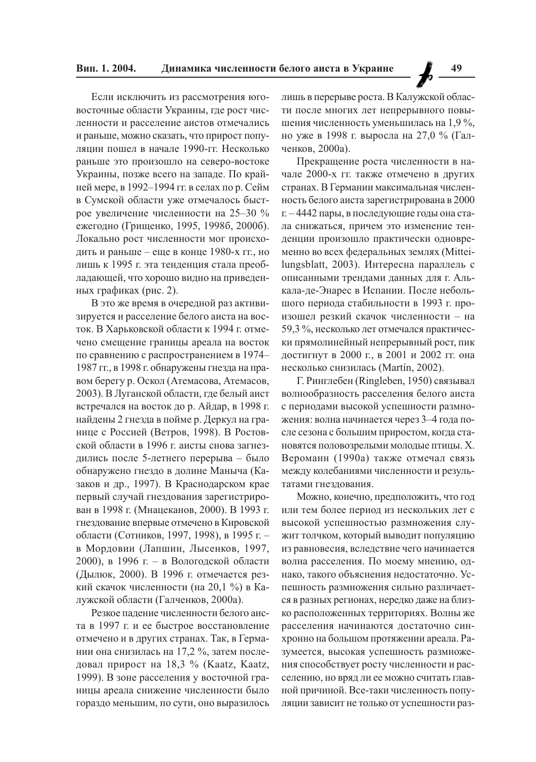Если исключить из рассмотрения юго-восточные области Украины, где рост численности и расселение аистов отмечались и раньше, можно сказать, что прирост популяции пошел в начале 1990-гг. Несколько раньше это произошло на северо-востоке Украины, позже всего на западе. По крайней мере, в 1992–1994 гг. в селах по р. Сейм в Сумской области уже отмечалось быстрое увеличение численности на 25–30 % ежегодно (Грищенко, 1995, 1998б, 2000б). Локально рост численности мог происходить и раньше – еще в конце 1980-х гг., но лишь к 1995 г. эта тенденция стала преобладающей, что хорошо видно на приведенных графиках (рис. 2).

В это же время в очередной раз активизируется и расселение белого аиста на восток. В Харьковской области к 1994 г. отмечено смещение границы ареала на восток по сравнению с распространением в 1974–1987 гг., в 1998 г. обнаружены гнезда на правом берегу р. Оскол (Атемасова, Атемасов, 2003). В Луганской области, где белый аист встречался на восток до р. Айдар, в 1998 г. найдены 2 гнезда в пойме р. Деркул на границе с Россией (Ветров, 1998). В Ростовской области в 1996 г. аисты снова загнездились после 5-летнего перерыва – было обнаружено гнездо в долине Маныча (Казаков и др., 1997). В Краснодарском крае первый случай гнездования зарегистрирован в 1998 г. (Мнацеканов, 2000). В 1993 г. гнездование впервые отмечено в Кировской области (Сотников, 1997, 1998), в 1995 г. – в Мордовии (Лапшин, Лысенков, 1997, 2000), в 1996 г. – в Вологодской области (Дылюк, 2000). В 1996 г. отмечается резкий скачок численности (на 20,1 %) в Калужской области (Галченков, 2000а).

Резкое падение численности белого аиста в 1997 г. и ее быстрое восстановление отмечено и в других странах. Так, в Германии она снизилась на 17,2 %, затем последовал прирост на 18,3 % (Kaatz, Kaatz, 1999). В зоне расселения у восточной границы ареала снижение численности было гораздо меньшим, по сути, оно выразилось лишь в перерыве роста. В Калужской области после многих лет непрерывного повышения численность уменьшилась на 1,9 %, но уже в 1998 г. выросла на 27,0 % (Галченков, 2000а).

Прекращение роста численности в начале 2000-х гг. также отмечено в других странах. В Германии максимальная численность белого аиста зарегистрирована в 2000 г. – 4442 пары, в последующие годы она стала снижаться, причем это изменение тенденции произошло практически одновременно во всех федеральных землях (Mitteilungsblatt, 2003). Интересна параллель с описанными трендами данных для г. Алькала-де-Энарес в Испании. После небольшого периода стабильности в 1993 г. произошел резкий скачок численности – на 59,3 %, несколько лет отмечался практически прямолинейный непрерывный рост, пик достигнут в 2000 г., в 2001 и 2002 гг. она несколько снизилась (Martín, 2002).

Г. Ринглебен (Ringleben, 1950) связывал волнообразность расселения белого аиста с периодами высокой успешности размножения: волна начинается через 3–4 года после сезона с большим приростом, когда становятся половозрелыми молодые птицы. Х. Веромann (1990а) также отмечал связь между колебаниями численности и результатами гнездования.

Можно, конечно, предположить, что год или тем более период из нескольких лет с высокой успешностью размножения служит толчком, который выводит популяцию из равновесия, вследствие чего начинается волна расселения. По моему мнению, однако, такого объяснения недостаточно. Успешность размножения сильно различается в разных регионах, нередко даже на близко расположенных территориях. Волны же расселения начинаются достаточно синхронно на большом протяжении ареала. Разумеется, высокая успешность размножения способствует росту численности и расселению, но вряд ли ее можно считать главной причиной. Все-таки численность популяции зависит не только от успешности раз-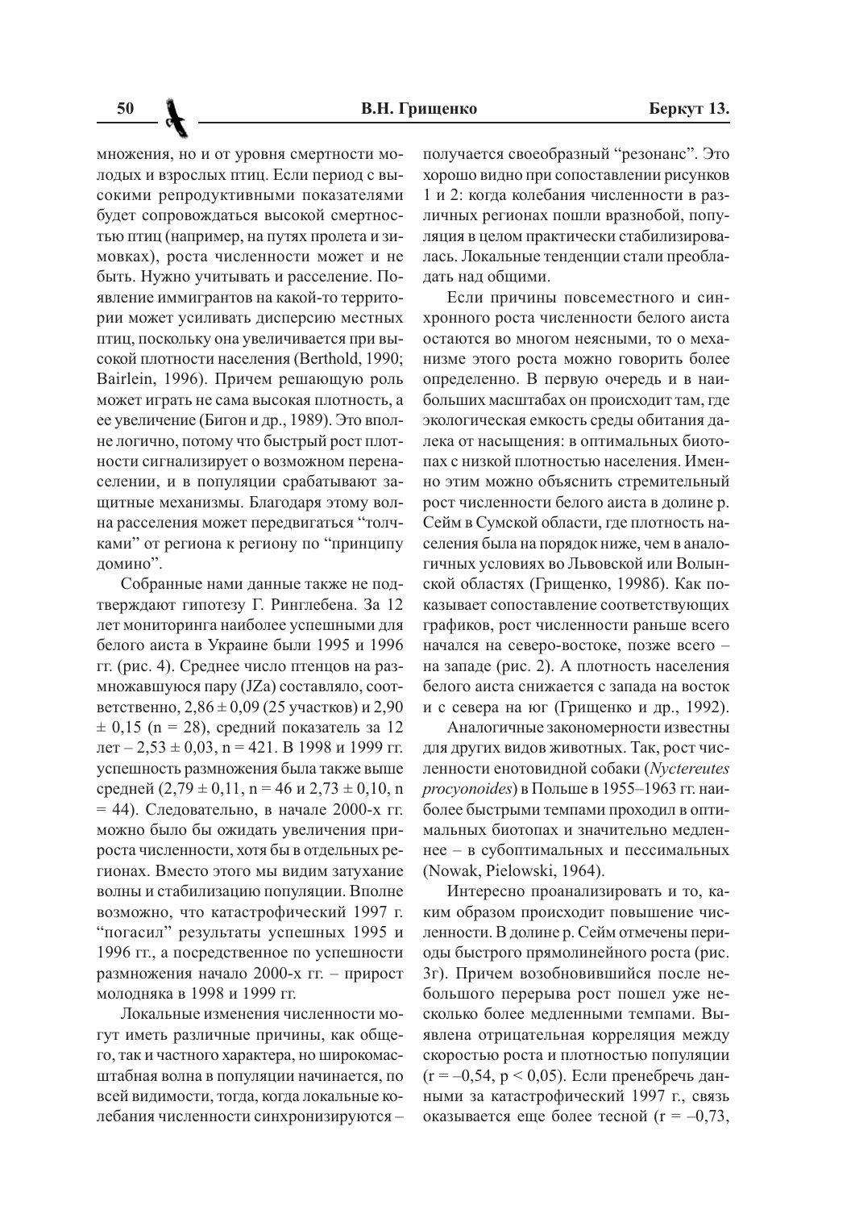множения, но и от уровня смертности молодых и взрослых птиц. Если период с высокими репродуктивными показателями будет сопровождаться высокой смертностью птиц (например, на путях пролета и зимовках), роста численности может и не быть. Нужно учитывать и расселение. Появление иммигрантов на какой-то территории может усиливать дисперсию местных птиц, поскольку она увеличивается при высокой плотности населения (Berthold, 1990; Bairlein, 1996). Причем решающую роль может играть не сама высокая плотность, а ее увеличение (Бигон и др., 1989). Это вполне логично, потому что быстрый рост плотности сигнализирует о возможном перенаселении, и в популяции срабатывают защитные механизмы. Благодаря этому волна расселения может передвигаться "толчками" от региона к региону по "принципу домино".

Собранные нами данные также не подтверждают гипотезу Г. Ринглебена. За 12 лет мониторинга наиболее успешными для белого аиста в Украине были 1995 и 1996 гг. (рис. 4). Среднее число птенцов на размножавшуюся пару (JZa) составляло, соответственно, 2,86 ± 0,09 (25 участков) и 2,90 ± 0,15 (n = 28), средний показатель за 12 лет – 2,53 ± 0,03, n = 421. В 1998 и 1999 гг. успешность размножения была также выше средней (2,79 ± 0,11, n = 46 и 2,73 ± 0,10, n = 44). Следовательно, в начале 2000-х гг. можно было бы ожидать увеличения прироста численности, хотя бы в отдельных регионах. Вместо этого мы видим затухание волны и стабилизацию популяции. Вполне возможно, что катастрофический 1997 г. "погасил" результаты успешных 1995 и 1996 гг., а посредственное по успешности размножения начало 2000-х гг. – прирост молодняка в 1998 и 1999 гг.

Локальные изменения численности могут иметь различные причины, как общего, так и частного характера, но широкомасштабная волна в популяции начинается, по всей видимости, тогда, когда локальные колебания численности синхронизируются – получается своеобразный "резонанс". Это хорошо видно при сопоставлении рисунков 1 и 2: когда колебания численности в различных регионах пошли вразнобой, популяция в целом практически стабилизировалась. Локальные тенденции стали преобладать над общими.

Если причины повсеместного и синхронного роста численности белого аиста остаются во многом неясными, то о механизме этого роста можно говорить более определенно. В первую очередь и в наибольших масштабах он происходит там, где экологическая емкость среды обитания далека от насыщения: в оптимальных биотопах с низкой плотностью населения. Именно этим можно объяснить стремительный рост численности белого аиста в долине р. Сейм в Сумской области, где плотность населения была на порядок ниже, чем в аналогичных условиях во Львовской или Волынской областях (Грищенко, 1998б). Как показывает сопоставление соответствующих графиков, рост численности раньше всего начался на северо-востоке, позже всего – на западе (рис. 2). А плотность населения белого аиста снижается с запада на восток и с севера на юг (Грищенко и др., 1992).

Аналогичные закономерности известны для других видов животных. Так, рост численности енотовидной собаки (*Nyctereutes procyonoides*) в Польше в 1955–1963 гг. наиболее быстрыми темпами проходил в оптимальных биотопах и значительно медленнее – в субоптимальных и пессимальных (Nowak, Pielowski, 1964).

Интересно проанализировать и то, каким образом происходит повышение численности. В долине р. Сейм отмечены периоды быстрого прямолинейного роста (рис. 3г). Причем возобновившийся после небольшого перерыва рост пошел уже несколько более медленными темпами. Выявлена отрицательная корреляция между скоростью роста и плотностью популяции ($r = -0,54$, $p < 0,05$). Если пренебречь данными за катастрофический 1997 г., связь оказывается еще более тесной ($r = -0,73$,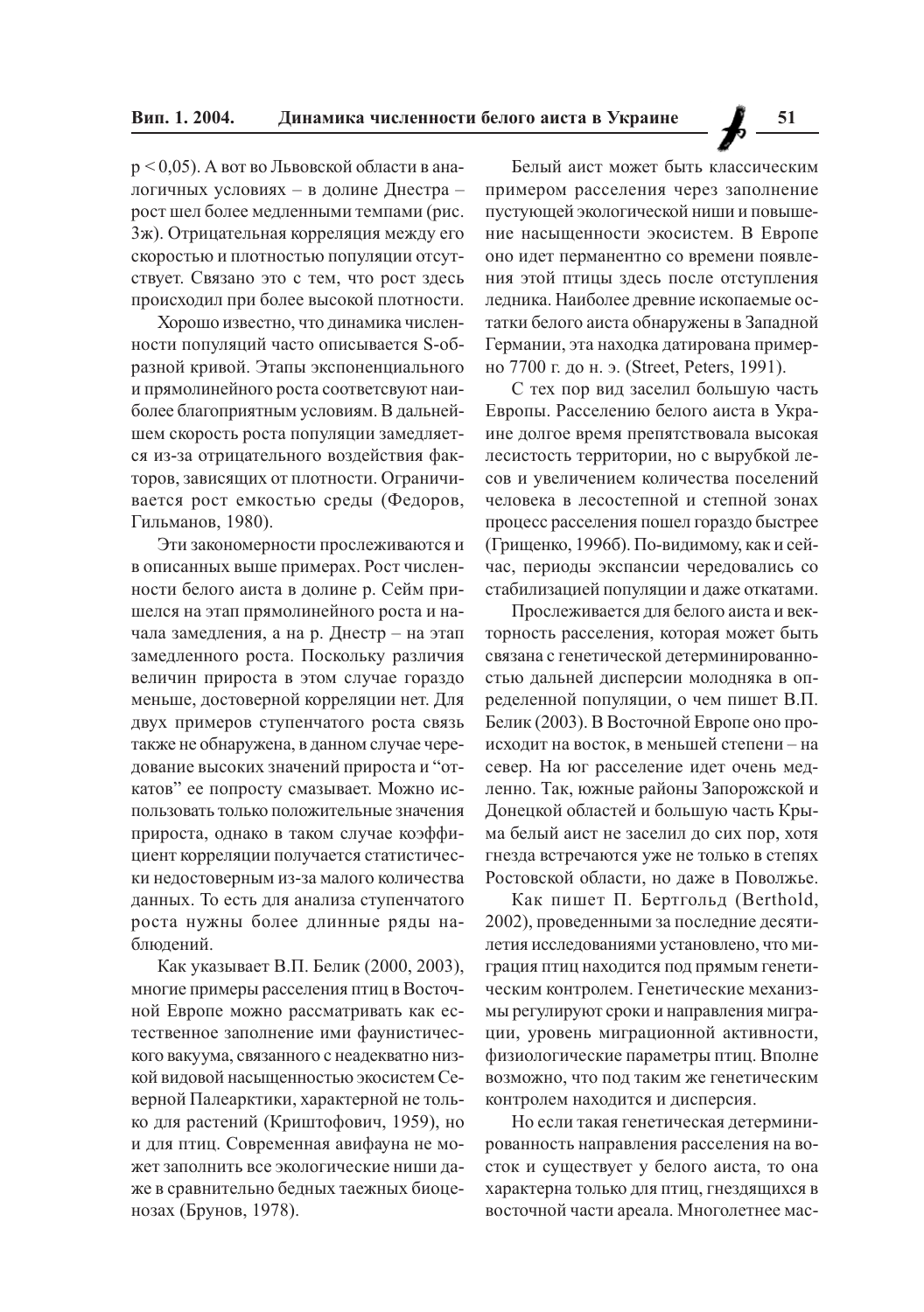$p < 0,05$). А вот во Львовской области в аналогичных условиях – в долине Днестра – рост шел более медленными темпами (рис. 3ж). Отрицательная корреляция между его скоростью и плотностью популяции отсутствует. Связано это с тем, что рост здесь происходил при более высокой плотности.

Хорошо известно, что динамика численности популяций часто описывается S-образной кривой. Этапы экспоненциального и прямолинейного роста соответсвуют наиболее благоприятным условиям. В дальнейшем скорость роста популяции замедляется из-за отрицательного воздействия факторов, зависящих от плотности. Ограничивается рост емкостью среды (Федоров, Гильманов, 1980).

Эти закономерности прослеживаются и в описанных выше примерах. Рост численности белого аиста в долине р. Сейм пришелся на этап прямолинейного роста и начала замедления, а на р. Днестр – на этап замедленного роста. Поскольку различия величин прироста в этом случае гораздо меньше, достоверной корреляции нет. Для двух примеров ступенчатого роста связь также не обнаружена, в данном случае чередование высоких значений прироста и "откатов" ее попросту смазывает. Можно использовать только положительные значения прироста, однако в таком случае коэффициент корреляции получается статистически недостоверным из-за малого количества данных. То есть для анализа ступенчатого роста нужны более длинные ряды наблюдений.

Как указывает В.П. Белик (2000, 2003), многие примеры расселения птиц в Восточной Европе можно рассматривать как естественное заполнение ими фаунистического вакуума, связанного с неадекватно низкой видовой насыщенностью экосистем Северной Палеарктики, характерной не только для растений (Криштофович, 1959), но и для птиц. Современная авифауна не может заполнить все экологические ниши даже в сравнительно бедных таежных биоценозах (Брунов, 1978).

Белый аист может быть классическим примером расселения через заполнение пустующей экологической ниши и повышение насыщенности экосистем. В Европе оно идет перманентно со времени появления этой птицы здесь после отступления ледника. Наиболее древние ископаемые остатки белого аиста обнаружены в Западной Германии, эта находка датирована примерно 7700 г. до н. э. (Street, Peters, 1991).

С тех пор вид заселил большую часть Европы. Расселению белого аиста в Украине долгое время препятствовала высокая лесистость территории, но с вырубкой лесов и увеличением количества поселений человека в лесостепной и степной зонах процесс расселения пошел гораздо быстрее (Грищенко, 1996б). По-видимому, как и сейчас, периоды экспансии чередовались со стабилизацией популяции и даже откатами.

Прослеживается для белого аиста и векторность расселения, которая может быть связана с генетической детерминированностью дальней дисперсии молодняка в определенной популяции, о чем пишет В.П. Белик (2003). В Восточной Европе оно происходит на восток, в меньшей степени – на север. На юг расселение идет очень медленно. Так, южные районы Запорожской и Донецкой областей и большую часть Крыма белый аист не заселил до сих пор, хотя гнезда встречаются уже не только в степях Ростовской области, но даже в Поволжье.

Как пишет П. Бертгольд (Berthold, 2002), проведенными за последние десятилетия исследованиями установлено, что миграция птиц находится под прямым генетическим контролем. Генетические механизмы регулируют сроки и направления миграции, уровень миграционной активности, физиологические параметры птиц. Вполне возможно, что под таким же генетическим контролем находится и дисперсия.

Но если такая генетическая детерминированность направления расселения на восток и существует у белого аиста, то она характерна только для птиц, гнездящихся в восточной части ареала. Многолетнее мас-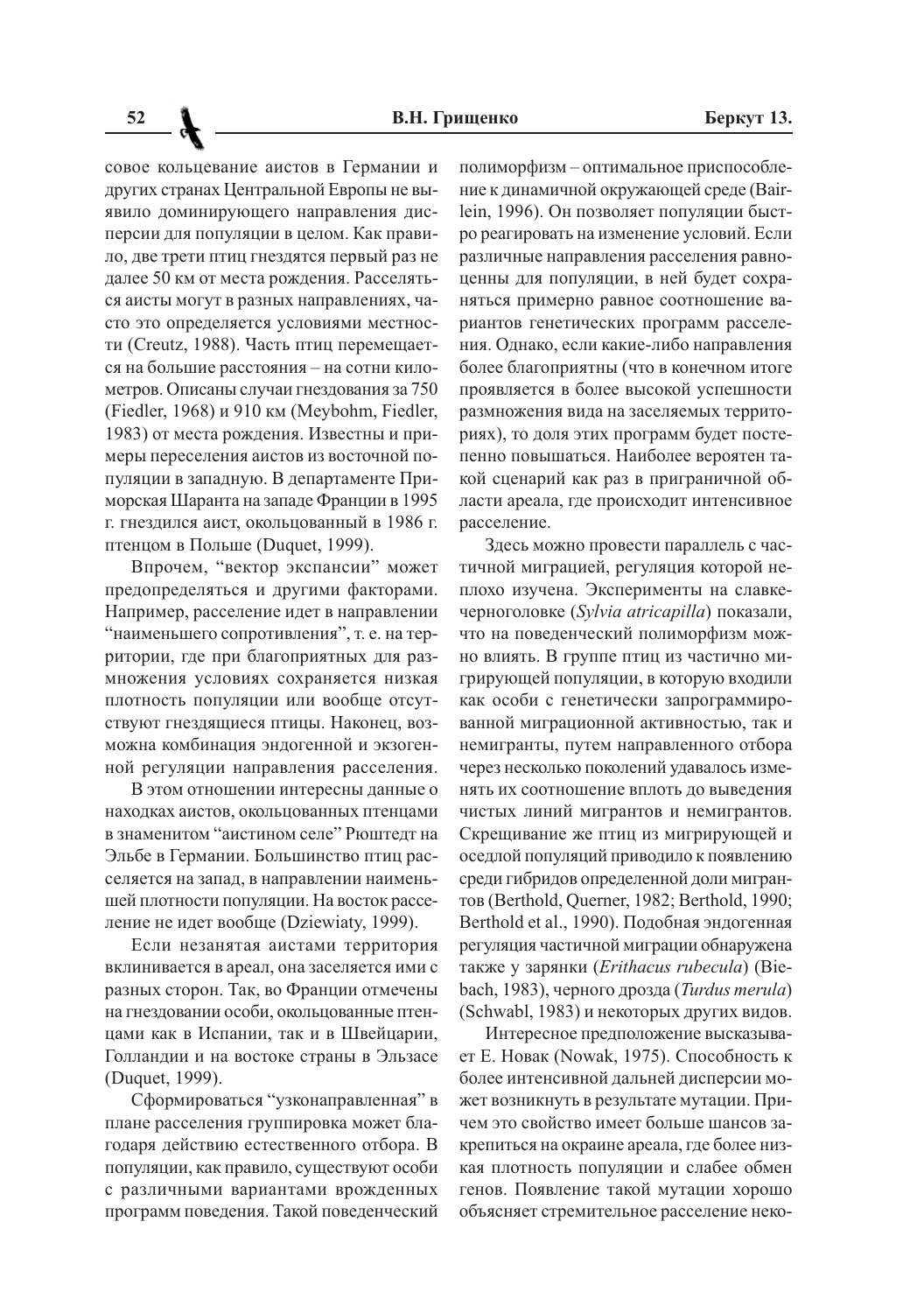совое кольцевание аистов в Германии и других странах Центральной Европы не выявило доминирующего направления дисперсии для популяции в целом. Как правило, две трети птиц гнездятся первый раз не далее 50 км от места рождения. Расселяться аисты могут в разных направлениях, часто это определяется условиями местности (Creutz, 1988). Часть птиц перемещается на большие расстояния – на сотни километров. Описаны случаи гнездования за 750 (Fiedler, 1968) и 910 км (Meybohm, Fiedler, 1983) от места рождения. Известны и примеры переселения аистов из восточной популяции в западную. В департаменте Приморская Шаранта на западе Франции в 1995 г. гнездился аист, окольцованный в 1986 г. птенцом в Польше (Duquet, 1999).

Впрочем, "вектор экспансии" может предопределяться и другими факторами. Например, расселение идет в направлении "наименьшего сопротивления", т. е. на территории, где при благоприятных для размножения условиях сохраняется низкая плотность популяции или вообще отсутствуют гнездящиеся птицы. Наконец, возможна комбинация эндогенной и экзогенной регуляции направления расселения.

В этом отношении интересны данные о находках аистов, окольцованных птенцами в знаменитом "аистином селе" Рюштедт на Эльбе в Германии. Большинство птиц расселяется на запад, в направлении наименьшей плотности популяции. На восток расселение не идет вообще (Dziewiaty, 1999).

Если незанятая аистами территория вклинивается в ареал, она заселяется ими с разных сторон. Так, во Франции отмечены на гнездовании особи, окольцованные птенцами как в Испании, так и в Швейцарии, Голландии и на востоке страны в Эльзасе (Duquet, 1999).

Сформироваться "узконаправленная" в плане расселения группировка может благодаря действию естественного отбора. В популяции, как правило, существуют особи с различными вариантами врожденных программ поведения. Такой поведенческий полиморфизм – оптимальное приспособление к динамичной окружающей среде (Bairlein, 1996). Он позволяет популяции быстро реагировать на изменение условий. Если различные направления расселения равноценны для популяции, в ней будет сохраняться примерно равное соотношение вариантов генетических программ расселения. Однако, если какие-либо направления более благоприятны (что в конечном итоге проявляется в более высокой успешности размножения вида на заселяемых территориях), то доля этих программ будет постепенно повышаться. Наиболее вероятен такой сценарий как раз в приграничной области ареала, где происходит интенсивное расселение.

Здесь можно провести параллель с частичной миграцией, регуляция которой неплохо изучена. Эксперименты на славке-черноголовке (*Sylvia atricapilla*) показали, что на поведенческий полиморфизм можно влиять. В группе птиц из частично мигрирующей популяции, в которую входили как особи с генетически запрограммированной миграционной активностью, так и немигранты, путем направленного отбора через несколько поколений удавалось изменять их соотношение вплоть до выведения чистых линий мигрантов и немигрантов. Скрещивание же птиц из мигрирующей и оседлой популяций приводило к появлению среди гибридов определенной доли мигрантов (Berthold, Querner, 1982; Berthold, 1990; Berthold et al., 1990). Подобная эндогенная регуляция частичной миграции обнаружена также у зарянки (*Erithacus rubecula*) (Biebach, 1983), черного дрозда (*Turdus merula*) (Schwabl, 1983) и некоторых других видов.

Интересное предположение высказывает Е. Новак (Nowak, 1975). Способность к более интенсивной дальней дисперсии может возникнуть в результате мутации. Причем это свойство имеет больше шансов закрепиться на окраине ареала, где более низкая плотность популяции и слабее обмен генов. Появление такой мутации хорошо объясняет стремительное расселение неко-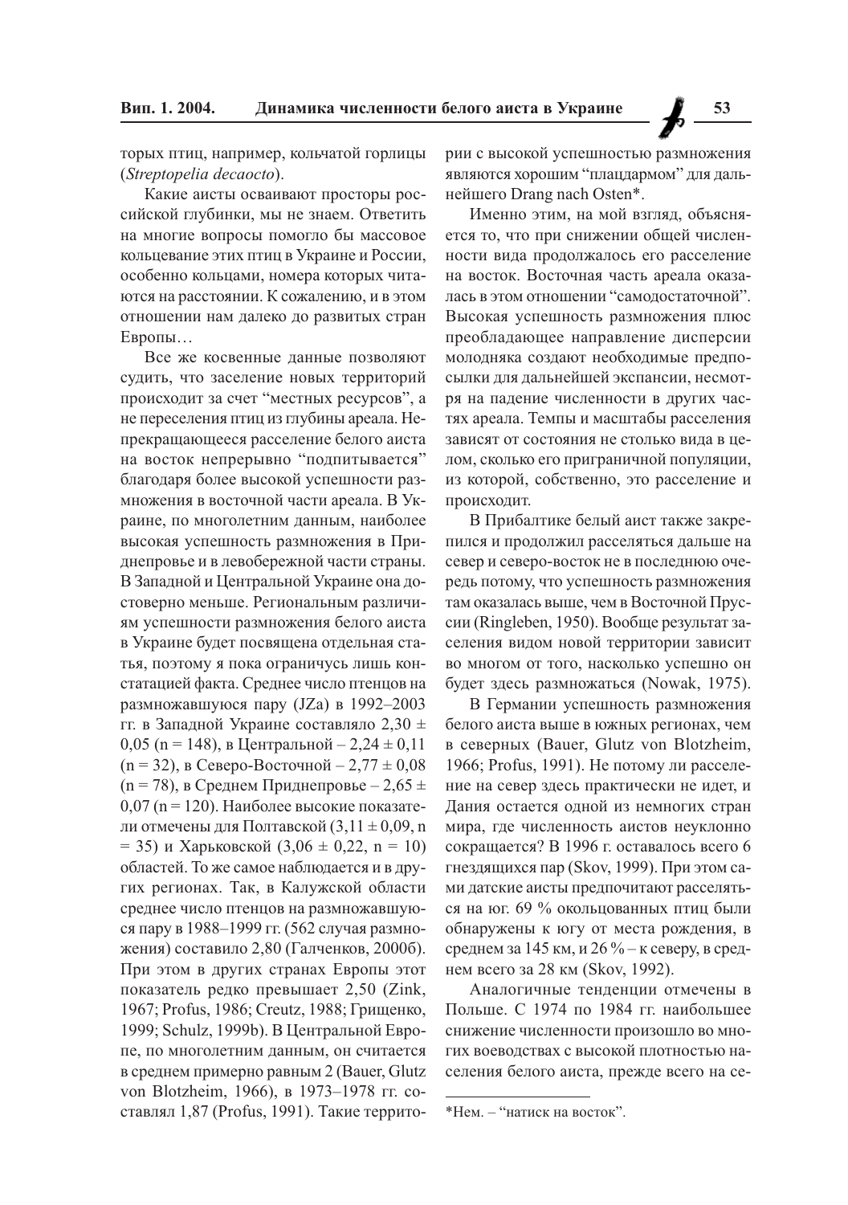торых птиц, например, кольчатой горлицы (*Streptopelia decaocto*).

Какие аисты осваивают просторы российской глубинки, мы не знаем. Ответить на многие вопросы помогло бы массовое кольцевание этих птиц в Украине и России, особенно кольцами, номера которых читаются на расстоянии. К сожалению, и в этом отношении нам далеко до развитых стран Европы…

Все же косвенные данные позволяют судить, что заселение новых территорий происходит за счет "местных ресурсов", а не переселения птиц из глубины ареала. Непрекращающееся расселение белого аиста на восток непрерывно "подпитывается" благодаря более высокой успешности размножения в восточной части ареала. В Украине, по многолетним данным, наиболее высокая успешность размножения в Приднепровье и в левобережной части страны. В Западной и Центральной Украине она достоверно меньше. Региональным различиям успешности размножения белого аиста в Украине будет посвящена отдельная статья, поэтому я пока ограничусь лишь констатацией факта. Среднее число птенцов на размножавшуюся пару (JZa) в 1992–2003 гг. в Западной Украине составляло 2,30 ± 0,05 (n = 148), в Центральной – 2,24 ± 0,11 (n = 32), в Северо-Восточной – 2,77 ± 0,08 (n = 78), в Среднем Приднепровье – 2,65 ± 0,07 (n = 120). Наиболее высокие показатели отмечены для Полтавской (3,11 ± 0,09, n = 35) и Харьковской (3,06 ± 0,22, n = 10) областей. То же самое наблюдается и в других регионах. Так, в Калужской области среднее число птенцов на размножавшуюся пару в 1988–1999 гг. (562 случая размножения) составило 2,80 (Галченков, 2000б). При этом в других странах Европы этот показатель редко превышает 2,50 (Zink, 1967; Profus, 1986; Creutz, 1988; Грищенко, 1999; Schulz, 1999b). В Центральной Европе, по многолетним данным, он считается в среднем примерно равным 2 (Bauer, Glutz von Blotzheim, 1966), в 1973–1978 гг. составлял 1,87 (Profus, 1991). Такие территории с высокой успешностью размножения являются хорошим "плацдармом" для дальнейшего Drang nach Osten*.

Именно этим, на мой взгляд, объясняется то, что при снижении общей численности вида продолжалось его расселение на восток. Восточная часть ареала оказалась в этом отношении "самодостаточной". Высокая успешность размножения плюс преобладающее направление дисперсии молодняка создают необходимые предпосылки для дальнейшей экспансии, несмотря на падение численности в других частях ареала. Темпы и масштабы расселения зависят от состояния не столько вида в целом, сколько его приграничной популяции, из которой, собственно, это расселение и происходит.

В Прибалтике белый аист также закрепился и продолжил расселяться дальше на север и северо-восток не в последнюю очередь потому, что успешность размножения там оказалась выше, чем в Восточной Пруссии (Ringleben, 1950). Вообще результат заселения видом новой территории зависит во многом от того, насколько успешно он будет здесь размножаться (Nowak, 1975).

В Германии успешность размножения белого аиста выше в южных регионах, чем в северных (Bauer, Glutz von Blotzheim, 1966; Profus, 1991). Не потому ли расселение на север здесь практически не идет, и Дания остается одной из немногих стран мира, где численность аистов неуклонно сокращается? В 1996 г. оставалось всего 6 гнездящихся пар (Skov, 1999). При этом сами датские аисты предпочитают расселяться на юг. 69 % окольцованных птиц были обнаружены к югу от места рождения, в среднем за 145 км, и 26 % – к северу, в среднем всего за 28 км (Skov, 1992).

Аналогичные тенденции отмечены в Польше. С 1974 по 1984 гг. наибольшее снижение численности произошло во многих воеводствах с высокой плотностью населения белого аиста, прежде всего на се-

---

*Нем. – "натиск на восток".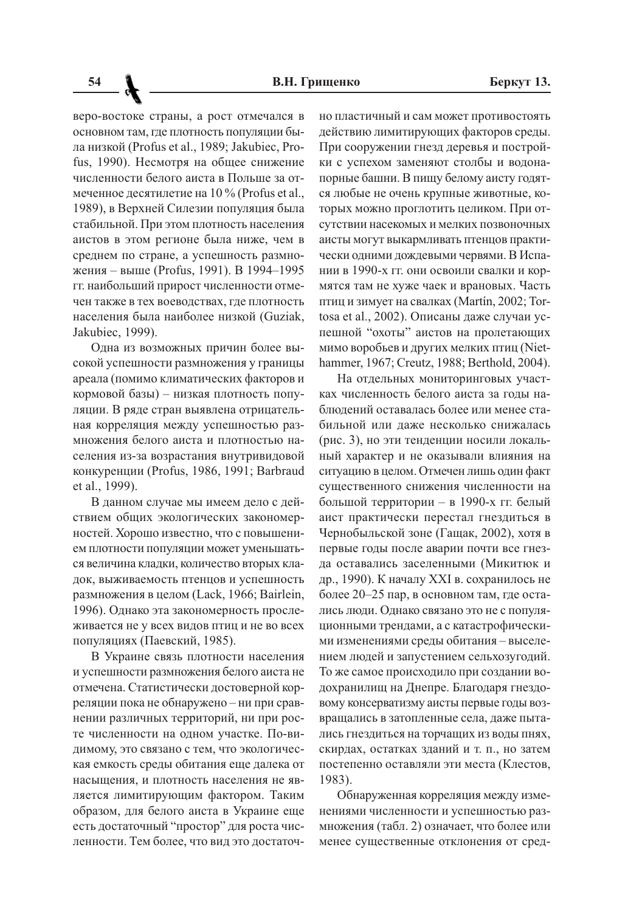веро-востоке страны, а рост отмечался в основном там, где плотность популяции была низкой (Profus et al., 1989; Jakubiec, Profus, 1990). Несмотря на общее снижение численности белого аиста в Польше за отмеченное десятилетие на 10 % (Profus et al., 1989), в Верхней Силезии популяция была стабильной. При этом плотность населения аистов в этом регионе была ниже, чем в среднем по стране, а успешность размножения – выше (Profus, 1991). В 1994–1995 гг. наибольший прирост численности отмечен также в тех воеводствах, где плотность населения была наиболее низкой (Guziak, Jakubiec, 1999).

Одна из возможных причин более высокой успешности размножения у границы ареала (помимо климатических факторов и кормовой базы) – низкая плотность популяции. В ряде стран выявлена отрицательная корреляция между успешностью размножения белого аиста и плотностью населения из-за возрастания внутривидовой конкуренции (Profus, 1986, 1991; Barbraud et al., 1999).

В данном случае мы имеем дело с действием общих экологических закономерностей. Хорошо известно, что с повышением плотности популяции может уменьшаться величина кладки, количество вторых кладок, выживаемость птенцов и успешность размножения в целом (Lack, 1966; Bairlein, 1996). Однако эта закономерность прослеживается не у всех видов птиц и не во всех популяциях (Паевский, 1985).

В Украине связь плотности населения и успешности размножения белого аиста не отмечена. Статистически достоверной корреляции пока не обнаружено – ни при сравнении различных территорий, ни при росте численности на одном участке. По-видимому, это связано с тем, что экологическая емкость среды обитания еще далека от насыщения, и плотность населения не является лимитирующим фактором. Таким образом, для белого аиста в Украине еще есть достаточный "простор" для роста численности. Тем более, что вид это достаточно пластичный и сам может противостоять действию лимитирующих факторов среды. При сооружении гнезд деревья и постройки с успехом заменяют столбы и водонапорные башни. В пищу белому аисту годятся любые не очень крупные животные, которых можно проглотить целиком. При отсутствии насекомых и мелких позвоночных аисты могут выкармливать птенцов практически одними дождевыми червями. В Испании в 1990-х гг. они освоили свалки и кормятся там не хуже чаек и врановых. Часть птиц и зимует на свалках (Martín, 2002; Tortosa et al., 2002). Описаны даже случаи успешной "охоты" аистов на пролетающих мимо воробьев и других мелких птиц (Niethammer, 1967; Creutz, 1988; Berthold, 2004).

На отдельных мониторинговых участках численность белого аиста за годы наблюдений оставалась более или менее стабильной или даже несколько снижалась (рис. 3), но эти тенденции носили локальный характер и не оказывали влияния на ситуацию в целом. Отмечен лишь один факт существенного снижения численности на большой территории – в 1990-х гг. белый аист практически перестал гнездиться в Чернобыльской зоне (Гащак, 2002), хотя в первые годы после аварии почти все гнезда оставались заселенными (Микитюк и др., 1990). К началу XXI в. сохранилось не более 20–25 пар, в основном там, где остались люди. Однако связано это не с популяционными трендами, а с катастрофическими изменениями среды обитания – выселением людей и запустением сельхозугодий. То же самое происходило при создании водохранилищ на Днепре. Благодаря гнездовому консерватизму аисты первые годы возвращались в затопленные села, даже пытались гнездиться на торчащих из воды пнях, скирдах, остатках зданий и т. п., но затем постепенно оставляли эти места (Клестов, 1983).

Обнаруженная корреляция между изменениями численности и успешностью размножения (табл. 2) означает, что более или менее существенные отклонения от сред-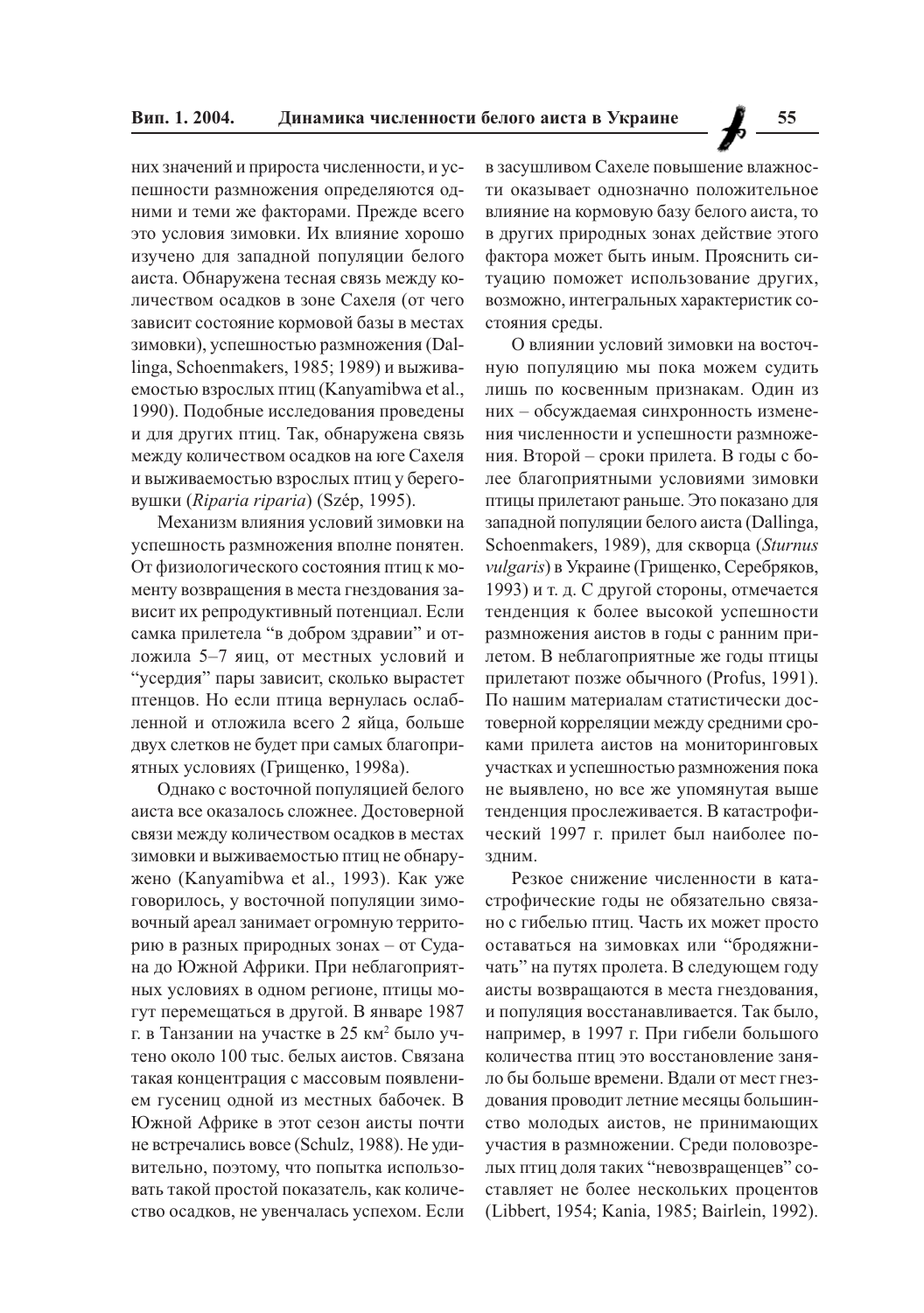них значений и прироста численности, и успешности размножения определяются одними и теми же факторами. Прежде всего это условия зимовки. Их влияние хорошо изучено для западной популяции белого аиста. Обнаружена тесная связь между количеством осадков в зоне Сахеля (от чего зависит состояние кормовой базы в местах зимовки), успешностью размножения (Dallinga, Schoenmakers, 1985; 1989) и выживаемостью взрослых птиц (Kanyamibwa et al., 1990). Подобные исследования проведены и для других птиц. Так, обнаружена связь между количеством осадков на юге Сахеля и выживаемостью взрослых птиц у береговушки (*Riparia riparia*) (Szép, 1995).

Механизм влияния условий зимовки на успешность размножения вполне понятен. От физиологического состояния птиц к моменту возвращения в места гнездования зависит их репродуктивный потенциал. Если самка прилетела "в добром здравии" и отложила 5–7 яиц, от местных условий и "усердия" пары зависит, сколько вырастет птенцов. Но если птица вернулась ослабленной и отложила всего 2 яйца, больше двух слетков не будет при самых благоприятных условиях (Грищенко, 1998а).

Однако с восточной популяцией белого аиста все оказалось сложнее. Достоверной связи между количеством осадков в местах зимовки и выживаемостью птиц не обнаружено (Kanyamibwa et al., 1993). Как уже говорилось, у восточной популяции зимовочный ареал занимает огромную территорию в разных природных зонах – от Судана до Южной Африки. При неблагоприятных условиях в одном регионе, птицы могут перемещаться в другой. В январе 1987 г. в Танзании на участке в 25 км² было учтено около 100 тыс. белых аистов. Связана такая концентрация с массовым появлением гусениц одной из местных бабочек. В Южной Африке в этот сезон аисты почти не встречались вовсе (Schulz, 1988). Не удивительно, поэтому, что попытка использовать такой простой показатель, как количество осадков, не увенчалась успехом. Если в засушливом Сахеле повышение влажности оказывает однозначно положительное влияние на кормовую базу белого аиста, то в других природных зонах действие этого фактора может быть иным. Прояснить ситуацию поможет использование других, возможно, интегральных характеристик состояния среды.

О влиянии условий зимовки на восточную популяцию мы пока можем судить лишь по косвенным признакам. Один из них – обсуждаемая синхронность изменения численности и успешности размножения. Второй – сроки прилета. В годы с более благоприятными условиями зимовки птицы прилетают раньше. Это показано для западной популяции белого аиста (Dallinga, Schoenmakers, 1989), для скворца (*Sturnus vulgaris*) в Украине (Грищенко, Серебряков, 1993) и т. д. С другой стороны, отмечается тенденция к более высокой успешности размножения аистов в годы с ранним прилетом. В неблагоприятные же годы птицы прилетают позже обычного (Profus, 1991). По нашим материалам статистически достоверной корреляции между средними сроками прилета аистов на мониторинговых участках и успешностью размножения пока не выявлено, но все же упомянутая выше тенденция прослеживается. В катастрофический 1997 г. прилет был наиболее поздним.

Резкое снижение численности в катастрофические годы не обязательно связано с гибелью птиц. Часть их может просто оставаться на зимовках или "бродяжничать" на путях пролета. В следующем году аисты возвращаются в места гнездования, и популяция восстанавливается. Так было, например, в 1997 г. При гибели большого количества птиц это восстановление заняло бы больше времени. Вдали от мест гнездования проводит летние месяцы большинство молодых аистов, не принимающих участия в размножении. Среди половозрелых птиц доля таких "невозвращенцев" составляет не более нескольких процентов (Libbert, 1954; Kania, 1985; Bairlein, 1992).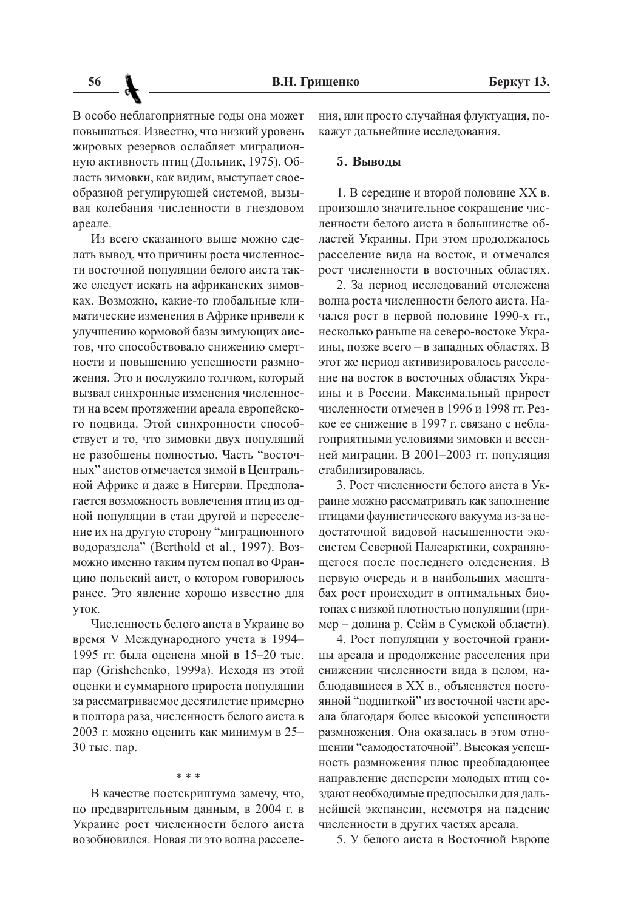В особо неблагоприятные годы она может повышаться. Известно, что низкий уровень жировых резервов ослабляет миграционную активность птиц (Дольник, 1975). Область зимовки, как видим, выступает своеобразной регулирующей системой, вызывая колебания численности в гнездовом ареале.

Из всего сказанного выше можно сделать вывод, что причины роста численности восточной популяции белого аиста также следует искать на африканских зимовках. Возможно, какие-то глобальные климатические изменения в Африке привели к улучшению кормовой базы зимующих аистов, что способствовало снижению смертности и повышению успешности размножения. Это и послужило толчком, который вызвал синхронные изменения численности на всем протяжении ареала европейского подвида. Этой синхронности способствует и то, что зимовки двух популяций не разобщены полностью. Часть "восточных" аистов отмечается зимой в Центральной Африке и даже в Нигерии. Предполагается возможность вовлечения птиц из одной популяции в стаи другой и переселение их на другую сторону "миграционного водораздела" (Berthold et al., 1997). Возможно именно таким путем попал во Францию польский аист, о котором говорилось ранее. Это явление хорошо известно для уток.

Численность белого аиста в Украине во время V Международного учета в 1994–1995 гг. была оценена мной в 15–20 тыс. пар (Grishchenko, 1999a). Исходя из этой оценки и суммарного прироста популяции за рассматриваемое десятилетие примерно в полтора раза, численность белого аиста в 2003 г. можно оценить как минимум в 25–30 тыс. пар.

\* \* \*

В качестве постскриптума замечу, что, по предварительным данным, в 2004 г. в Украине рост численности белого аиста возобновился. Новая ли это волна расселения, или просто случайная флуктуация, покажут дальнейшие исследования.

## 5. Выводы

1. В середине и второй половине XX в. произошло значительное сокращение численности белого аиста в большинстве областей Украины. При этом продолжалось расселение вида на восток, и отмечался рост численности в восточных областях.

2. За период исследований отслежена волна роста численности белого аиста. Начался рост в первой половине 1990-х гг., несколько раньше на северо-востоке Украины, позже всего – в западных областях. В этот же период активизировалось расселение на восток в восточных областях Украины и в России. Максимальный прирост численности отмечен в 1996 и 1998 гг. Резкое ее снижение в 1997 г. связано с неблагоприятными условиями зимовки и весенней миграции. В 2001–2003 гг. популяция стабилизировалась.

3. Рост численности белого аиста в Украине можно рассматривать как заполнение птицами фаунистического вакуума из-за недостаточной видовой насыщенности экосистем Северной Палеарктики, сохраняющегося после последнего оледенения. В первую очередь и в наибольших масштабах рост происходит в оптимальных биотопах с низкой плотностью популяции (пример – долина р. Сейм в Сумской области).

4. Рост популяции у восточной границы ареала и продолжение расселения при снижении численности вида в целом, наблюдавшиеся в XX в., объясняется постоянной "подпиткой" из восточной части ареала благодаря более высокой успешности размножения. Она оказалась в этом отношении "самодостаточной". Высокая успешность размножения плюс преобладающее направление дисперсии молодых птиц создают необходимые предпосылки для дальнейшей экспансии, несмотря на падение численности в других частях ареала.

5. У белого аиста в Восточной Европе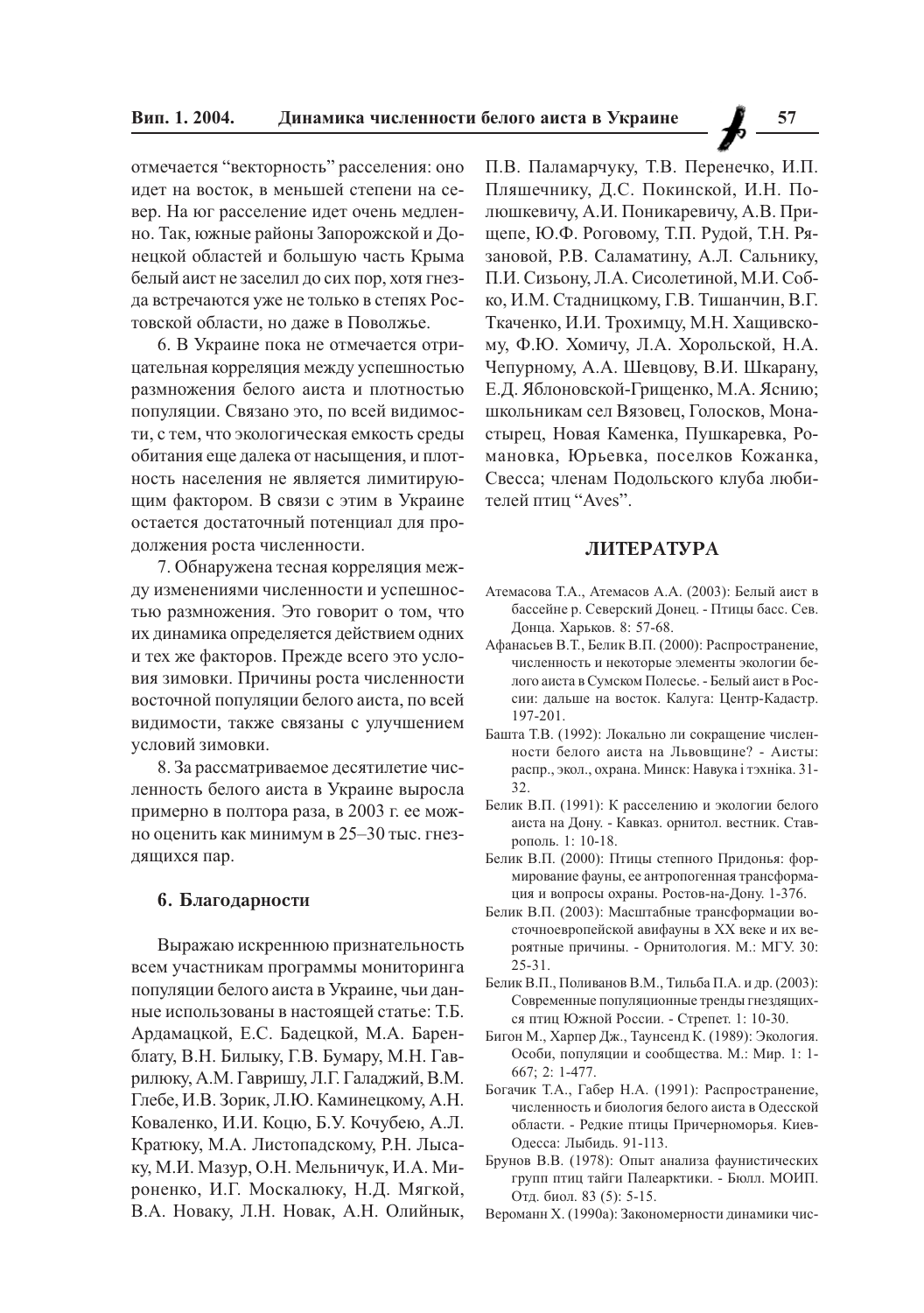отмечается "векторность" расселения: оно идет на восток, в меньшей степени на север. На юг расселение идет очень медленно. Так, южные районы Запорожской и Донецкой областей и большую часть Крыма белый аист не заселил до сих пор, хотя гнезда встречаются уже не только в степях Ростовской области, но даже в Поволжье.

6. В Украине пока не отмечается отрицательная корреляция между успешностью размножения белого аиста и плотностью популяции. Связано это, по всей видимости, с тем, что экологическая емкость среды обитания еще далека от насыщения, и плотность населения не является лимитирующим фактором. В связи с этим в Украине остается достаточный потенциал для продолжения роста численности.

7. Обнаружена тесная корреляция между изменениями численности и успешностью размножения. Это говорит о том, что их динамика определяется действием одних и тех же факторов. Прежде всего это условия зимовки. Причины роста численности восточной популяции белого аиста, по всей видимости, также связаны с улучшением условий зимовки.

8. За рассматриваемое десятилетие численность белого аиста в Украине выросла примерно в полтора раза, в 2003 г. ее можно оценить как минимум в 25–30 тыс. гнездящихся пар.

## 6. Благодарности

Выражаю искреннюю признательность всем участникам программы мониторинга популяции белого аиста в Украине, чьи данные использованы в настоящей статье: Т.Б. Ардамацкой, Е.С. Бадецкой, М.А. Баренблату, В.Н. Билыку, Г.В. Бумару, М.Н. Гаврилюку, А.М. Гавришу, Л.Г. Галаджий, В.М. Глебе, И.В. Зорик, Л.Ю. Каминецкому, А.Н. Коваленко, И.И. Коцю, Б.У. Кочубею, А.Л. Кратюку, М.А. Листопадскому, Р.Н. Лысаку, М.И. Мазур, О.Н. Мельничук, И.А. Мироненко, И.Г. Москалюку, Н.Д. Мягкой, В.А. Новаку, Л.Н. Новак, А.Н. Олийнык, П.В. Паламарчуку, Т.В. Перенечко, И.П. Пляшечнику, Д.С. Покинской, И.Н. Полюшкевичу, А.И. Поникаревичу, А.В. Прищепе, Ю.Ф. Роговому, Т.П. Рудой, Т.Н. Рязановой, Р.В. Саламатину, А.Л. Сальнику, П.И. Сизьону, Л.А. Сисолетиной, М.И. Собко, И.М. Стадницкому, Г.В. Тишанчин, В.Г. Ткаченко, И.И. Трохимцу, М.Н. Хащивскому, Ф.Ю. Хомичу, Л.А. Хорольской, Н.А. Чепурному, А.А. Шевцову, В.И. Шкарану, Е.Д. Яблоновской-Грищенко, М.А. Яснию; школьникам сел Вязовец, Голосков, Монастырец, Новая Каменка, Пушкаревка, Романовка, Юрьевка, поселков Кожанка, Свесса; членам Подольского клуба любителей птиц "Aves".

## ЛИТЕРАТУРА

Атемасова Т.А., Атемасов А.А. (2003): Белый аист в бассейне р. Северский Донец. - Птицы басс. Сев. Донца. Харьков. 8: 57-68.

Афанасьев В.Т., Белик В.П. (2000): Распространение, численность и некоторые элементы экологии белого аиста в Сумском Полесье. - Белый аист в России: дальше на восток. Калуга: Центр-Кадастр. 197-201.

Башта Т.В. (1992): Локально ли сокращение численности белого аиста на Львовщине? - Аисты: распр., экол., охрана. Минск: Навука і тэхніка. 31-32.

Белик В.П. (1991): К расселению и экологии белого аиста на Дону. - Кавказ. орнитол. вестник. Ставрополь. 1: 10-18.

Белик В.П. (2000): Птицы степного Придонья: формирование фауны, ее антропогенная трансформация и вопросы охраны. Ростов-на-Дону. 1-376.

Белик В.П. (2003): Масштабные трансформации восточноевропейской авифауны в XX веке и их вероятные причины. - Орнитология. М.: МГУ. 30: 25-31.

Белик В.П., Поливанов В.М., Тильба П.А. и др. (2003): Современные популяционные тренды гнездящихся птиц Южной России. - Стрепет. 1: 10-30.

Бигон М., Харпер Дж., Таунсенд К. (1989): Экология. Особи, популяции и сообщества. М.: Мир. 1: 1-667; 2: 1-477.

Богачик Т.А., Габер Н.А. (1991): Распространение, численность и биология белого аиста в Одесской области. - Редкие птицы Причерноморья. Киев-Одесса: Лыбидь. 91-113.

Брунов В.В. (1978): Опыт анализа фаунистических групп птиц тайги Палеарктики. - Бюлл. МОИП. Отд. биол. 83 (5): 5-15.

Вероманн Х. (1990а): Закономерности динамики чис-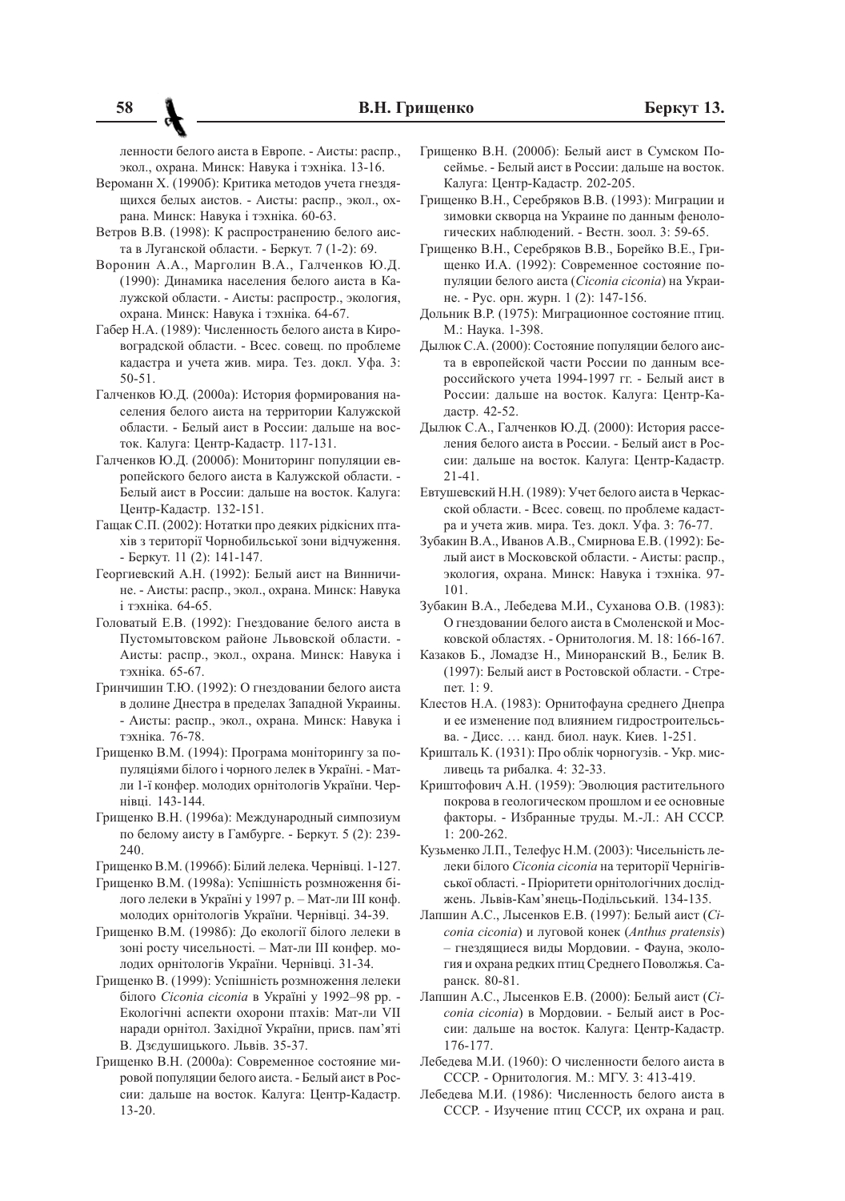ленности белого аиста в Европе. - Аисты: распр., экол., охрана. Минск: Навука і тэхніка. 13-16.

Веромann Х. (1990б): Критика методов учета гнездящихся белых аистов. - Аисты: распр., экол., охрана. Минск: Навука і тэхніка. 60-63.

Ветров В.В. (1998): К распространению белого аиста в Луганской области. - Беркут. 7 (1-2): 69.

Воронин А.А., Марголин В.А., Галченков Ю.Д. (1990): Динамика населения белого аиста в Калужской области. - Аисты: распростр., экология, охрана. Минск: Навука і тэхніка. 64-67.

Габер Н.А. (1989): Численность белого аиста в Кировоградской области. - Всес. совещ. по проблеме кадастра и учета жив. мира. Тез. докл. Уфа. 3: 50-51.

Галченков Ю.Д. (2000а): История формирования населения белого аиста на территории Калужской области. - Белый аист в России: дальше на восток. Калуга: Центр-Кадастр. 117-131.

Галченков Ю.Д. (2000б): Мониторинг популяции европейского белого аиста в Калужской области. - Белый аист в России: дальше на восток. Калуга: Центр-Кадастр. 132-151.

Гащак С.П. (2002): Нотатки про деяких рідкісних птахів з території Чорнобильської зони відчуження. - Беркут. 11 (2): 141-147.

Георгиевский А.Н. (1992): Белый аист на Винничине. - Аисты: распр., экол., охрана. Минск: Навука і тэхніка. 64-65.

Головатый Е.В. (1992): Гнездование белого аиста в Пустомытовском районе Львовской области. - Аисты: распр., экол., охрана. Минск: Навука і тэхніка. 65-67.

Гринчишин Т.Ю. (1992): О гнездовании белого аиста в долине Днестра в пределах Западной Украины. - Аисты: распр., экол., охрана. Минск: Навука і тэхніка. 76-78.

Грищенко В.М. (1994): Програма моніторингу за популяціями білого і чорного лелек в Україні. - Мат-ли 1-ї конфер. молодих орнітологів України. Чернівці. 143-144.

Грищенко В.Н. (1996а): Международный симпозиум по белому аисту в Гамбурге. - Беркут. 5 (2): 239-240.

Грищенко В.М. (1996б): Білий лелека. Чернівці. 1-127.

Грищенко В.М. (1998а): Успішність розмноження білого лелеки в Україні у 1997 р. – Мат-ли III конф. молодих орнітологів України. Чернівці. 34-39.

Грищенко В.М. (1998б): До екології білого лелеки в зоні росту чисельності. – Мат-ли III конфер. молодих орнітологів України. Чернівці. 31-34.

Грищенко В. (1999): Успішність розмноження лелеки білого *Ciconia ciconia* в Україні у 1992–98 рр. - Екологічні аспекти охорони птахів: Мат-ли VII наради орнітол. Західної України, присв. пам'яті В. Дзєдушицького. Львів. 35-37.

Грищенко В.Н. (2000а): Современное состояние мировой популяции белого аиста. - Белый аист в России: дальше на восток. Калуга: Центр-Кадастр. 13-20.

Грищенко В.Н. (2000б): Белый аист в Сумском Посеймье. - Белый аист в России: дальше на восток. Калуга: Центр-Кадастр. 202-205.

Грищенко В.Н., Серебряков В.В. (1993): Миграции и зимовки скворца на Украине по данным фенологических наблюдений. - Вестн. зоол. 3: 59-65.

Грищенко В.Н., Серебряков В.В., Борейко В.Е., Грищенко И.А. (1992): Современное состояние популяции белого аиста (*Ciconia ciconia*) на Украине. - Рус. орн. журн. 1 (2): 147-156.

Дольник В.Р. (1975): Миграционное состояние птиц. М.: Наука. 1-398.

Дылюк С.А. (2000): Состояние популяции белого аиста в европейской части России по данным всероссийского учета 1994-1997 гг. - Белый аист в России: дальше на восток. Калуга: Центр-Кадастр. 42-52.

Дылюк С.А., Галченков Ю.Д. (2000): История расселения белого аиста в России. - Белый аист в России: дальше на восток. Калуга: Центр-Кадастр. 21-41.

Евтушевский Н.Н. (1989): Учет белого аиста в Черкасской области. - Всес. совещ. по проблеме кадастра и учета жив. мира. Тез. докл. Уфа. 3: 76-77.

Зубакин В.А., Иванов А.В., Смирнова Е.В. (1992): Белый аист в Московской области. - Аисты: распр., экология, охрана. Минск: Навука і тэхніка. 97-101.

Зубакин В.А., Лебедева М.И., Суханова О.В. (1983): О гнездовании белого аиста в Смоленской и Московской областях. - Орнитология. М. 18: 166-167.

Казаков Б., Ломадзе Н., Миноранский В., Белик В. (1997): Белый аист в Ростовской области. - Стрепет. 1: 9.

Клестов Н.А. (1983): Орнитофауна среднего Днепра и ее изменение под влиянием гидростроительства. - Дисс. … канд. биол. наук. Киев. 1-251.

Кришталь К. (1931): Про облік чорногузів. - Укр. мисливець та рибалка. 4: 32-33.

Криштофович А.Н. (1959): Эволюция растительного покрова в геологическом прошлом и ее основные факторы. - Избранные труды. М.-Л.: АН СССР. 1: 200-262.

Кузьменко Л.П., Телефус Н.М. (2003): Чисельність лелеки білого *Ciconia ciconia* на території Чернігівської області. - Пріоритети орнітологічних досліджень. Львів-Кам'янець-Подільський. 134-135.

Лапшин А.С., Лысенков Е.В. (1997): Белый аист (*Ciconia ciconia*) и луговой конек (*Anthus pratensis*) – гнездящиеся виды Мордовии. - Фауна, экология и охрана редких птиц Среднего Поволжья. Саранск. 80-81.

Лапшин А.С., Лысенков Е.В. (2000): Белый аист (*Ciconia ciconia*) в Мордовии. - Белый аист в России: дальше на восток. Калуга: Центр-Кадастр. 176-177.

Лебедева М.И. (1960): О численности белого аиста в СССР. - Орнитология. М.: МГУ. 3: 413-419.

Лебедева М.И. (1986): Численность белого аиста в СССР. - Изучение птиц СССР, их охрана и рац.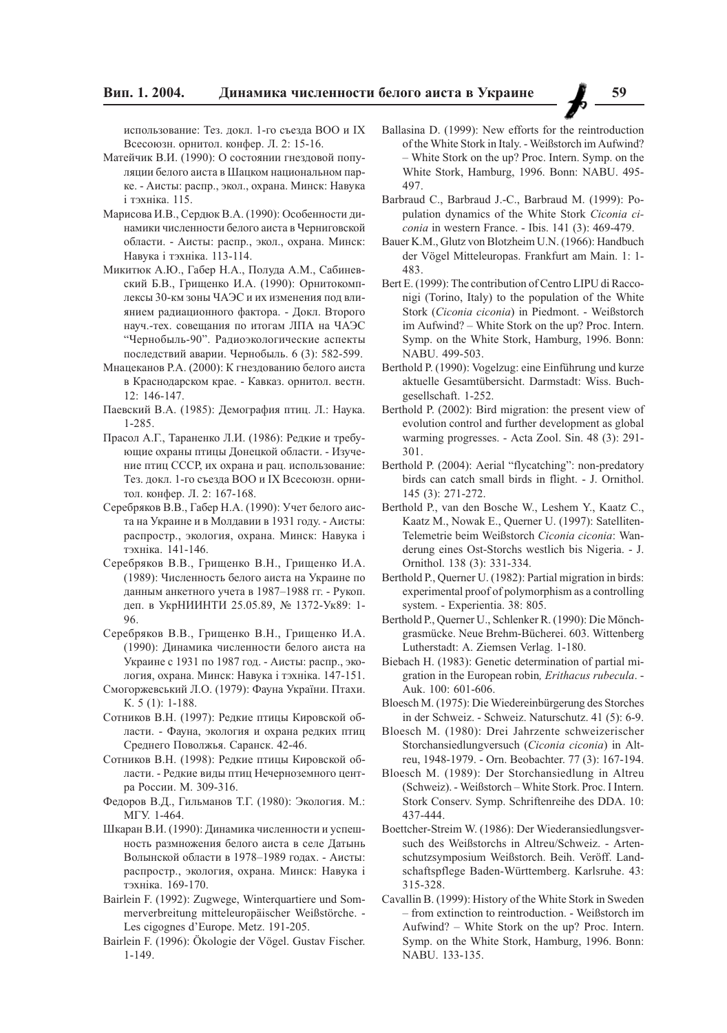использование: Тез. докл. 1-го съезда ВОО и IX Всесоюзн. орнитол. конфер. Л. 2: 15-16.

Матейчик В.И. (1990): О состоянии гнездовой популяции белого аиста в Шацком национальном парке. - Аисты: распр., экол., охрана. Минск: Навука і тэхніка. 115.

Марисова И.В., Сердюк В.А. (1990): Особенности динамики численности белого аиста в Черниговской области. - Аисты: распр., экол., охрана. Минск: Навука і тэхніка. 113-114.

Микитюк А.Ю., Габер Н.А., Полуда А.М., Сабиневский Б.В., Грищенко И.А. (1990): Орнитокомплексы 30-км зоны ЧАЭС и их изменения под влиянием радиационного фактора. - Докл. Второго науч.-тех. совещания по итогам ЛПА на ЧАЭС "Чернобыль-90". Радиоэкологические аспекты последствий аварии. Чернобыль. 6 (3): 582-599.

Мнацеканов Р.А. (2000): К гнездованию белого аиста в Краснодарском крае. - Кавказ. орнитол. вестн. 12: 146-147.

Паевский В.А. (1985): Демография птиц. Л.: Наука. 1-285.

Прасол А.Г., Тараненко Л.И. (1986): Редкие и требующие охраны птицы Донецкой области. - Изучение птиц СССР, их охрана и рац. использование: Тез. докл. 1-го съезда ВОО и IX Всесоюзн. орнитол. конфер. Л. 2: 167-168.

Серебряков В.В., Габер Н.А. (1990): Учет белого аиста на Украине и в Молдавии в 1931 году. - Аисты: распростр., экология, охрана. Минск: Навука і тэхніка. 141-146.

Серебряков В.В., Грищенко В.Н., Грищенко И.А. (1989): Численность белого аиста на Украине по данным анкетного учета в 1987–1988 гг. - Рукоп. деп. в УкрНИИНТИ 25.05.89, № 1372-Ук89: 1-96.

Серебряков В.В., Грищенко В.Н., Грищенко И.А. (1990): Динамика численности белого аиста на Украине с 1931 по 1987 год. - Аисты: распр., экология, охрана. Минск: Навука і тэхніка. 147-151.

Смогоржевський Л.О. (1979): Фауна України. Птахи. К. 5 (1): 1-188.

Сотников В.Н. (1997): Редкие птицы Кировской области. - Фауна, экология и охрана редких птиц Среднего Поволжья. Саранск. 42-46.

Сотников В.Н. (1998): Редкие птицы Кировской области. - Редкие виды птиц Нечерноземного центра России. М. 309-316.

Федоров В.Д., Гильманов Т.Г. (1980): Экология. М.: МГУ. 1-464.

Шкаран В.И. (1990): Динамика численности и успешность размножения белого аиста в селе Датынь Волынской области в 1978–1989 годах. - Аисты: распростр., экология, охрана. Минск: Навука і тэхніка. 169-170.

Bairlein F. (1992): Zugwege, Winterquartiere und Sommerverbreitung mitteleuropäischer Weißstörche. - Les cigognes d'Europe. Metz. 191-205.

Bairlein F. (1996): Ökologie der Vögel. Gustav Fischer. 1-149.

Ballasina D. (1999): New efforts for the reintroduction of the White Stork in Italy. - Weißstorch im Aufwind? – White Stork on the up? Proc. Intern. Symp. on the White Stork, Hamburg, 1996. Bonn: NABU. 495-497.

Barbraud C., Barbraud J.-C., Barbraud M. (1999): Population dynamics of the White Stork *Ciconia ciconia* in western France. - Ibis. 141 (3): 469-479.

Bauer K.M., Glutz von Blotzheim U.N. (1966): Handbuch der Vögel Mitteleuropas. Frankfurt am Main. 1: 1-483.

Bert E. (1999): The contribution of Centro LIPU di Racconigi (Torino, Italy) to the population of the White Stork (*Ciconia ciconia*) in Piedmont. - Weißstorch im Aufwind? – White Stork on the up? Proc. Intern. Symp. on the White Stork, Hamburg, 1996. Bonn: NABU. 499-503.

Berthold P. (1990): Vogelzug: eine Einführung und kurze aktuelle Gesamtübersicht. Darmstadt: Wiss. Buchgesellschaft. 1-252.

Berthold P. (2002): Bird migration: the present view of evolution control and further development as global warming progresses. - Acta Zool. Sin. 48 (3): 291-301.

Berthold P. (2004): Aerial "flycatching": non-predatory birds can catch small birds in flight. - J. Ornithol. 145 (3): 271-272.

Berthold P., van den Bosche W., Leshem Y., Kaatz C., Kaatz M., Nowak E., Querner U. (1997): Satelliten-Telemetrie beim Weißstorch *Ciconia ciconia*: Wanderung eines Ost-Storchs westlich bis Nigeria. - J. Ornithol. 138 (3): 331-334.

Berthold P., Querner U. (1982): Partial migration in birds: experimental proof of polymorphism as a controlling system. - Experientia. 38: 805.

Berthold P., Querner U., Schlenker R. (1990): Die Mönchgrasmücke. Neue Brehm-Bücherei. 603. Wittenberg Lutherstadt: A. Ziemsen Verlag. 1-180.

Biebach H. (1983): Genetic determination of partial migration in the European robin, *Erithacus rubecula*. - Auk. 100: 601-606.

Bloesch M. (1975): Die Wiedereinbürgerung des Storches in der Schweiz. - Schweiz. Naturschutz. 41 (5): 6-9.

Bloesch M. (1980): Drei Jahrzente schweizerischer Storchansiedlungversuch (*Ciconia ciconia*) in Altreu, 1948-1979. - Orn. Beobachter. 77 (3): 167-194.

Bloesch M. (1989): Der Storchansiedlung in Altreu (Schweiz). - Weißstorch – White Stork. Proc. I Intern. Stork Conserv. Symp. Schriftenreihe des DDA. 10: 437-444.

Boettcher-Streim W. (1986): Der Wiederansiedlungsversuch des Weißstorchs in Altreu/Schweiz. - Artenschutzsymposium Weißstorch. Beih. Veröff. Landschaftspflege Baden-Württemberg. Karlsruhe. 43: 315-328.

Cavallin B. (1999): History of the White Stork in Sweden – from extinction to reintroduction. - Weißstorch im Aufwind? – White Stork on the up? Proc. Intern. Symp. on the White Stork, Hamburg, 1996. Bonn: NABU. 133-135.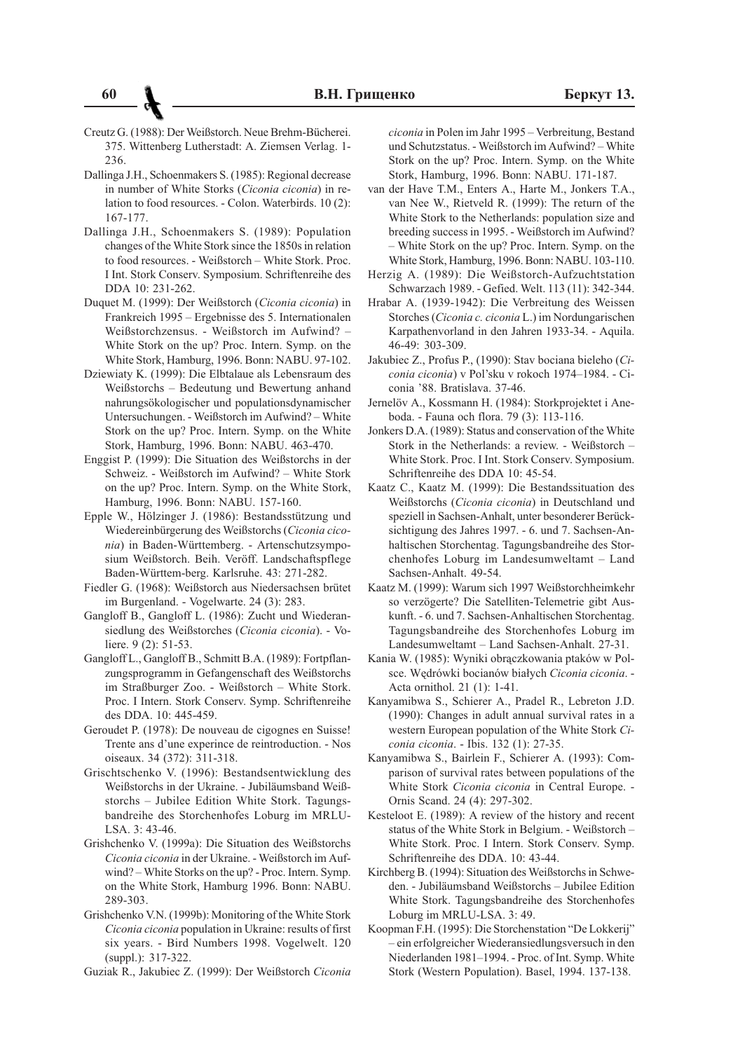Creutz G. (1988): Der Weißstorch. Neue Brehm-Bücherei. 375. Wittenberg Lutherstadt: A. Ziemsen Verlag. 1-236.

Dallinga J.H., Schoenmakers S. (1985): Regional decrease in number of White Storks (*Ciconia ciconia*) in relation to food resources. - Colon. Waterbirds. 10 (2): 167-177.

Dallinga J.H., Schoenmakers S. (1989): Population changes of the White Stork since the 1850s in relation to food resources. - Weißstorch – White Stork. Proc. I Int. Stork Conserv. Symposium. Schriftenreihe des DDA 10: 231-262.

Duquet M. (1999): Der Weißstorch (*Ciconia ciconia*) in Frankreich 1995 – Ergebnisse des 5. Internationalen Weißstorchzensus. - Weißstorch im Aufwind? – White Stork on the up? Proc. Intern. Symp. on the White Stork, Hamburg, 1996. Bonn: NABU. 97-102.

Dziewiaty K. (1999): Die Elbtalaue als Lebensraum des Weißstorchs – Bedeutung und Bewertung anhand nahrungsökologischer und populationsdynamischer Untersuchungen. - Weißstorch im Aufwind? – White Stork on the up? Proc. Intern. Symp. on the White Stork, Hamburg, 1996. Bonn: NABU. 463-470.

Enggist P. (1999): Die Situation des Weißstorchs in der Schweiz. - Weißstorch im Aufwind? – White Stork on the up? Proc. Intern. Symp. on the White Stork, Hamburg, 1996. Bonn: NABU. 157-160.

Epple W., Hölzinger J. (1986): Bestandsstützung und Wiedereinbürgerung des Weißstorchs (*Ciconia ciconia*) in Baden-Württemberg. - Artenschutzsymposium Weißstorch. Beih. Veröff. Landschaftspflege Baden-Württem-berg. Karlsruhe. 43: 271-282.

Fiedler G. (1968): Weißstorch aus Niedersachsen brütet im Burgenland. - Vogelwarte. 24 (3): 283.

Gangloff B., Gangloff L. (1986): Zucht und Wiederansiedlung des Weißstorches (*Ciconia ciconia*). - Voliere. 9 (2): 51-53.

Gangloff L., Gangloff B., Schmitt B.A. (1989): Fortpflanzungsprogramm in Gefangenschaft des Weißstorchs im Straßburger Zoo. - Weißstorch – White Stork. Proc. I Intern. Stork Conserv. Symp. Schriftenreihe des DDA. 10: 445-459.

Geroudet P. (1978): De nouveau de cigognes en Suisse! Trente ans d'une experince de reintroduction. - Nos oiseaux. 34 (372): 311-318.

Grischtschenko V. (1996): Bestandsentwicklung des Weißstorchs in der Ukraine. - Jubiläumsband Weißstorchs – Jubilee Edition White Stork. Tagungsbandreihe des Storchenhofes Loburg im MRLU-LSA. 3: 43-46.

Grishchenko V. (1999a): Die Situation des Weißstorchs *Ciconia ciconia* in der Ukraine. - Weißstorch im Aufwind? – White Storks on the up? - Proc. Intern. Symp. on the White Stork, Hamburg 1996. Bonn: NABU. 289-303.

Grishchenko V.N. (1999b): Monitoring of the White Stork *Ciconia ciconia* population in Ukraine: results of first six years. - Bird Numbers 1998. Vogelwelt. 120 (suppl.): 317-322.

Guziak R., Jakubiec Z. (1999): Der Weißstorch *Ciconia ciconia* in Polen im Jahr 1995 – Verbreitung, Bestand und Schutzstatus. - Weißstorch im Aufwind? – White Stork on the up? Proc. Intern. Symp. on the White Stork, Hamburg, 1996. Bonn: NABU. 171-187.

van der Have T.M., Enters A., Harte M., Jonkers T.A., van Nee W., Rietveld R. (1999): The return of the White Stork to the Netherlands: population size and breeding success in 1995. - Weißstorch im Aufwind? – White Stork on the up? Proc. Intern. Symp. on the White Stork, Hamburg, 1996. Bonn: NABU. 103-110.

Herzig A. (1989): Die Weißstorch-Aufzuchtstation Schwarzach 1989. - Gefied. Welt. 113 (11): 342-344.

Hrabar A. (1939-1942): Die Verbreitung des Weissen Storches (*Ciconia c. ciconia* L.) im Nordungarischen Karpathenvorland in den Jahren 1933-34. - Aquila. 46-49: 303-309.

Jakubiec Z., Profus P., (1990): Stav bociana bieleho (*Ciconia ciconia*) v Pol'sku v rokoch 1974–1984. - Ciconia '88. Bratislava. 37-46.

Jernelöv A., Kossmann H. (1984): Storkprojektet i Aneboda. - Fauna och flora. 79 (3): 113-116.

Jonkers D.A. (1989): Status and conservation of the White Stork in the Netherlands: a review. - Weißstorch – White Stork. Proc. I Int. Stork Conserv. Symposium. Schriftenreihe des DDA 10: 45-54.

Kaatz C., Kaatz M. (1999): Die Bestandssituation des Weißstorchs (*Ciconia ciconia*) in Deutschland und speziell in Sachsen-Anhalt, unter besonderer Berücksichtigung des Jahres 1997. - 6. und 7. Sachsen-Anhaltischen Storchentag. Tagungsbandreihe des Storchenhofes Loburg im Landesumweltamt – Land Sachsen-Anhalt. 49-54.

Kaatz M. (1999): Warum sich 1997 Weißstorchheimkehr so verzögerte? Die Satelliten-Telemetrie gibt Auskunft. - 6. und 7. Sachsen-Anhaltischen Storchentag. Tagungsbandreihe des Storchenhofes Loburg im Landesumweltamt – Land Sachsen-Anhalt. 27-31.

Kania W. (1985): Wyniki obrączkowania ptaków w Polsce. Wędrówki bocianów białych *Ciconia ciconia*. - Acta ornithol. 21 (1): 1-41.

Kanyamibwa S., Schierer A., Pradel R., Lebreton J.D. (1990): Changes in adult annual survival rates in a western European population of the White Stork *Ciconia ciconia*. - Ibis. 132 (1): 27-35.

Kanyamibwa S., Bairlein F., Schierer A. (1993): Comparison of survival rates between populations of the White Stork *Ciconia ciconia* in Central Europe. - Ornis Scand. 24 (4): 297-302.

Kesteloot E. (1989): A review of the history and recent status of the White Stork in Belgium. - Weißstorch – White Stork. Proc. I Intern. Stork Conserv. Symp. Schriftenreihe des DDA. 10: 43-44.

Kirchberg B. (1994): Situation des Weißstorchs in Schweden. - Jubiläumsband Weißstorchs – Jubilee Edition White Stork. Tagungsbandreihe des Storchenhofes Loburg im MRLU-LSA. 3: 49.

Koopman F.H. (1995): Die Storchenstation "De Lokkerij" – ein erfolgreicher Wiederansiedlungsversuch in den Niederlanden 1981–1994. - Proc. of Int. Symp. White Stork (Western Population). Basel, 1994. 137-138.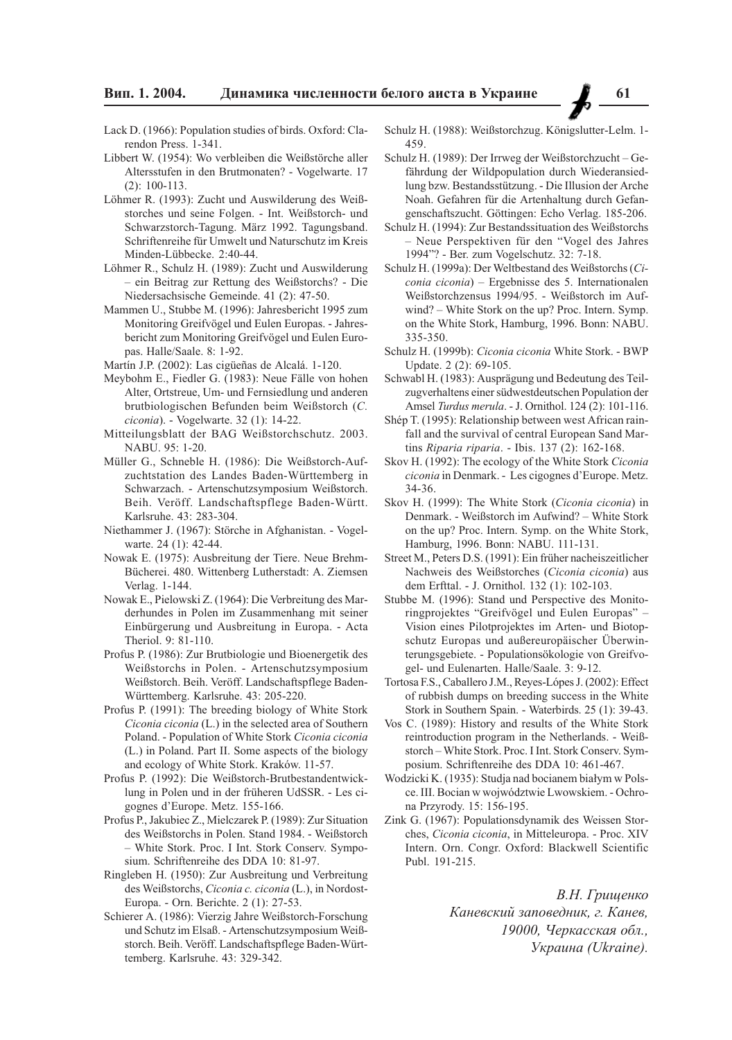Lack D. (1966): Population studies of birds. Oxford: Clarendon Press. 1-341.

Libbert W. (1954): Wo verbleiben die Weißstörche aller Altersstufen in den Brutmonaten? - Vogelwarte. 17 (2): 100-113.

Löhmer R. (1993): Zucht und Auswilderung des Weißstorches und seine Folgen. - Int. Weißstorch- und Schwarzstorch-Tagung. März 1992. Tagungsband. Schriftenreihe für Umwelt und Naturschutz im Kreis Minden-Lübbecke. 2:40-44.

Löhmer R., Schulz H. (1989): Zucht und Auswilderung – ein Beitrag zur Rettung des Weißstorchs? - Die Niedersachsische Gemeinde. 41 (2): 47-50.

Mammen U., Stubbe M. (1996): Jahresbericht 1995 zum Monitoring Greifvögel und Eulen Europas. - Jahresbericht zum Monitoring Greifvögel und Eulen Europas. Halle/Saale. 8: 1-92.

Martín J.P. (2002): Las cigüeñas de Alcalá. 1-120.

Meybohm E., Fiedler G. (1983): Neue Fälle von hohen Alter, Ortstreue, Um- und Fernsiedlung und anderen brutbiologischen Befunden beim Weißstorch (*C. ciconia*). - Vogelwarte. 32 (1): 14-22.

Mitteilungsblatt der BAG Weißstorchschutz. 2003. NABU. 95: 1-20.

Müller G., Schneble H. (1986): Die Weißstorch-Aufzuchtstation des Landes Baden-Württemberg in Schwarzach. - Artenschutzsymposium Weißstorch. Beih. Veröff. Landschaftspflege Baden-Württ. Karlsruhe. 43: 283-304.

Niethammer J. (1967): Störche in Afghanistan. - Vogelwarte. 24 (1): 42-44.

Nowak E. (1975): Ausbreitung der Tiere. Neue Brehm-Bücherei. 480. Wittenberg Lutherstadt: A. Ziemsen Verlag. 1-144.

Nowak E., Pielowski Z. (1964): Die Verbreitung des Marderhundes in Polen im Zusammenhang mit seiner Einbürgerung und Ausbreitung in Europa. - Acta Theriol. 9: 81-110.

Profus P. (1986): Zur Brutbiologie und Bioenergetik des Weißstorchs in Polen. - Artenschutzsymposium Weißstorch. Beih. Veröff. Landschaftspflege Baden-Württemberg. Karlsruhe. 43: 205-220.

Profus P. (1991): The breeding biology of White Stork *Ciconia ciconia* (L.) in the selected area of Southern Poland. - Population of White Stork *Ciconia ciconia* (L.) in Poland. Part II. Some aspects of the biology and ecology of White Stork. Kraków. 11-57.

Profus P. (1992): Die Weißstorch-Brutbestandentwicklung in Polen und in der früheren UdSSR. - Les cigognes d'Europe. Metz. 155-166.

Profus P., Jakubiec Z., Mielczarek P. (1989): Zur Situation des Weißstorchs in Polen. Stand 1984. - Weißstorch – White Stork. Proc. I Int. Stork Conserv. Symposium. Schriftenreihe des DDA 10: 81-97.

Ringleben H. (1950): Zur Ausbreitung und Verbreitung des Weißstorchs, *Ciconia c. ciconia* (L.), in Nordost-Europa. - Orn. Berichte. 2 (1): 27-53.

Schierer A. (1986): Vierzig Jahre Weißstorch-Forschung und Schutz im Elsaß. - Artenschutzsymposium Weißstorch. Beih. Veröff. Landschaftspflege Baden-Württemberg. Karlsruhe. 43: 329-342.

Schulz H. (1988): Weißstorchzug. Königslutter-Lelm. 1-459.

Schulz H. (1989): Der Irrweg der Weißstorchzucht – Gefährdung der Wildpopulation durch Wiederansiedlung bzw. Bestandsstützung. - Die Illusion der Arche Noah. Gefahren für die Artenhaltung durch Gefangenschaftszucht. Göttingen: Echo Verlag. 185-206.

Schulz H. (1994): Zur Bestandssituation des Weißstorchs – Neue Perspektiven für den "Vogel des Jahres 1994"? - Ber. zum Vogelschutz. 32: 7-18.

Schulz H. (1999a): Der Weltbestand des Weißstorchs (*Ciconia ciconia*) – Ergebnisse des 5. Internationalen Weißstorchzensus 1994/95. - Weißstorch im Aufwind? – White Stork on the up? Proc. Intern. Symp. on the White Stork, Hamburg, 1996. Bonn: NABU. 335-350.

Schulz H. (1999b): *Ciconia ciconia* White Stork. - BWP Update. 2 (2): 69-105.

Schwabl H. (1983): Ausprägung und Bedeutung des Teilzugverhaltens einer südwestdeutschen Population der Amsel *Turdus merula*. - J. Ornithol. 124 (2): 101-116.

Shép T. (1995): Relationship between west African rainfall and the survival of central European Sand Martins *Riparia riparia*. - Ibis. 137 (2): 162-168.

Skov H. (1992): The ecology of the White Stork *Ciconia ciconia* in Denmark. - Les cigognes d'Europe. Metz. 34-36.

Skov H. (1999): The White Stork (*Ciconia ciconia*) in Denmark. - Weißstorch im Aufwind? – White Stork on the up? Proc. Intern. Symp. on the White Stork, Hamburg, 1996. Bonn: NABU. 111-131.

Street M., Peters D.S. (1991): Ein früher nacheiszeitlicher Nachweis des Weißstorches (*Ciconia ciconia*) aus dem Erfttal. - J. Ornithol. 132 (1): 102-103.

Stubbe M. (1996): Stand und Perspective des Monitoringprojektes "Greifvögel und Eulen Europas" – Vision eines Pilotprojektes im Arten- und Biotopschutz Europas und außereuropäischer Überwinterungsgebiete. - Populationsökologie von Greifvogel- und Eulenarten. Halle/Saale. 3: 9-12.

Tortosa F.S., Caballero J.M., Reyes-Lópes J. (2002): Effect of rubbish dumps on breeding success in the White Stork in Southern Spain. - Waterbirds. 25 (1): 39-43.

Vos C. (1989): History and results of the White Stork reintroduction program in the Netherlands. - Weißstorch – White Stork. Proc. I Int. Stork Conserv. Symposium. Schriftenreihe des DDA 10: 461-467.

Wodzicki K. (1935): Studja nad bocianem białym w Polsce. III. Bocian w województwie Lwowskiem. - Ochrona Przyrody. 15: 156-195.

Zink G. (1967): Populationsdynamik des Weissen Storches, *Ciconia ciconia*, in Mitteleuropa. - Proc. XIV Intern. Orn. Congr. Oxford: Blackwell Scientific Publ. 191-215.

*В.Н. Грищенко*
*Каневский заповедник, г. Канев,*
*19000, Черкасская обл.,*
*Украина (Ukraine).*